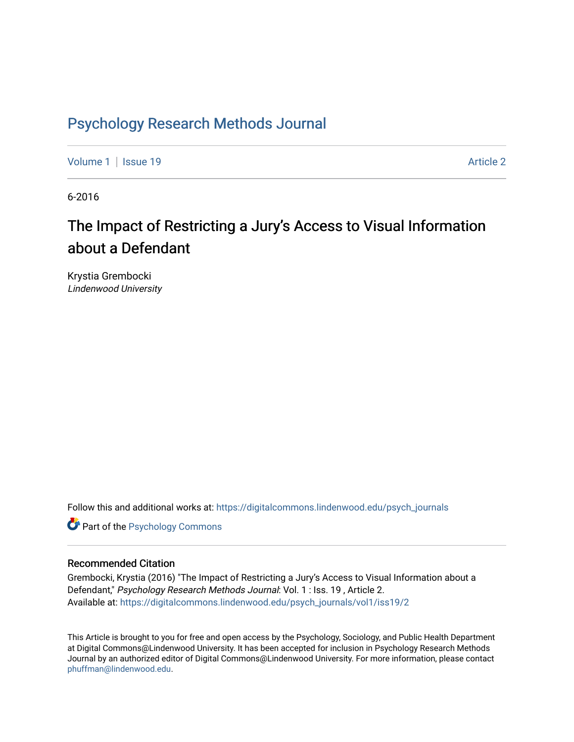# Psychology Research Methods Journal

Volume 1 | Issue 19 Article 2

6-2016

## The Impact of Restricting a Jury's Access to Visual Information about a Defendant

Krystia Grembocki
*Lindenwood University*

Follow this and additional works at: https://digitalcommons.lindenwood.edu/psych_journals

Part of the Psychology Commons

### Recommended Citation

Grembocki, Krystia (2016) "The Impact of Restricting a Jury's Access to Visual Information about a Defendant," *Psychology Research Methods Journal*: Vol. 1 : Iss. 19 , Article 2.
Available at: https://digitalcommons.lindenwood.edu/psych_journals/vol1/iss19/2

This Article is brought to you for free and open access by the Psychology, Sociology, and Public Health Department at Digital Commons@Lindenwood University. It has been accepted for inclusion in Psychology Research Methods Journal by an authorized editor of Digital Commons@Lindenwood University. For more information, please contact phuffman@lindenwood.edu.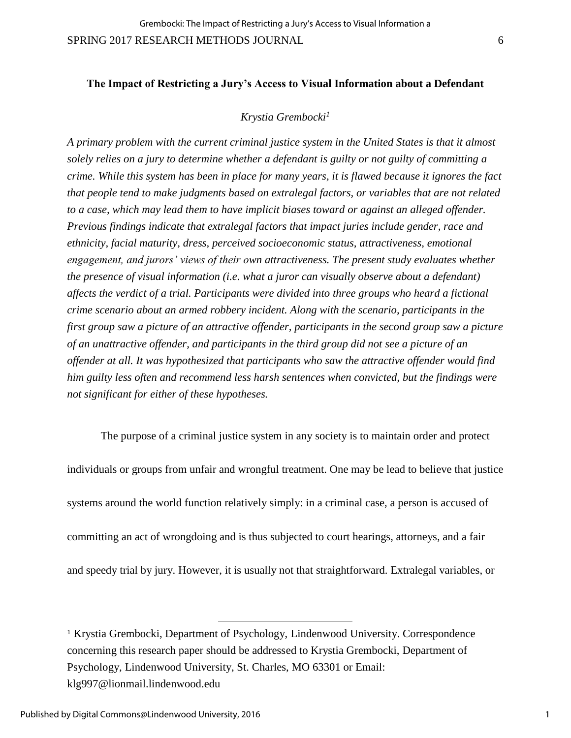# The Impact of Restricting a Jury's Access to Visual Information about a Defendant

*Krystia Grembocki*[1]

*A primary problem with the current criminal justice system in the United States is that it almost solely relies on a jury to determine whether a defendant is guilty or not guilty of committing a crime. While this system has been in place for many years, it is flawed because it ignores the fact that people tend to make judgments based on extralegal factors, or variables that are not related to a case, which may lead them to have implicit biases toward or against an alleged offender. Previous findings indicate that extralegal factors that impact juries include gender, race and ethnicity, facial maturity, dress, perceived socioeconomic status, attractiveness, emotional engagement, and jurors' views of their own attractiveness. The present study evaluates whether the presence of visual information (i.e. what a juror can visually observe about a defendant) affects the verdict of a trial. Participants were divided into three groups who heard a fictional crime scenario about an armed robbery incident. Along with the scenario, participants in the first group saw a picture of an attractive offender, participants in the second group saw a picture of an unattractive offender, and participants in the third group did not see a picture of an offender at all. It was hypothesized that participants who saw the attractive offender would find him guilty less often and recommend less harsh sentences when convicted, but the findings were not significant for either of these hypotheses.*

The purpose of a criminal justice system in any society is to maintain order and protect individuals or groups from unfair and wrongful treatment. One may be lead to believe that justice systems around the world function relatively simply: in a criminal case, a person is accused of committing an act of wrongdoing and is thus subjected to court hearings, attorneys, and a fair and speedy trial by jury. However, it is usually not that straightforward. Extralegal variables, or

[1] Krystia Grembocki, Department of Psychology, Lindenwood University. Correspondence concerning this research paper should be addressed to Krystia Grembocki, Department of Psychology, Lindenwood University, St. Charles, MO 63301 or Email: klg997@lionmail.lindenwood.edu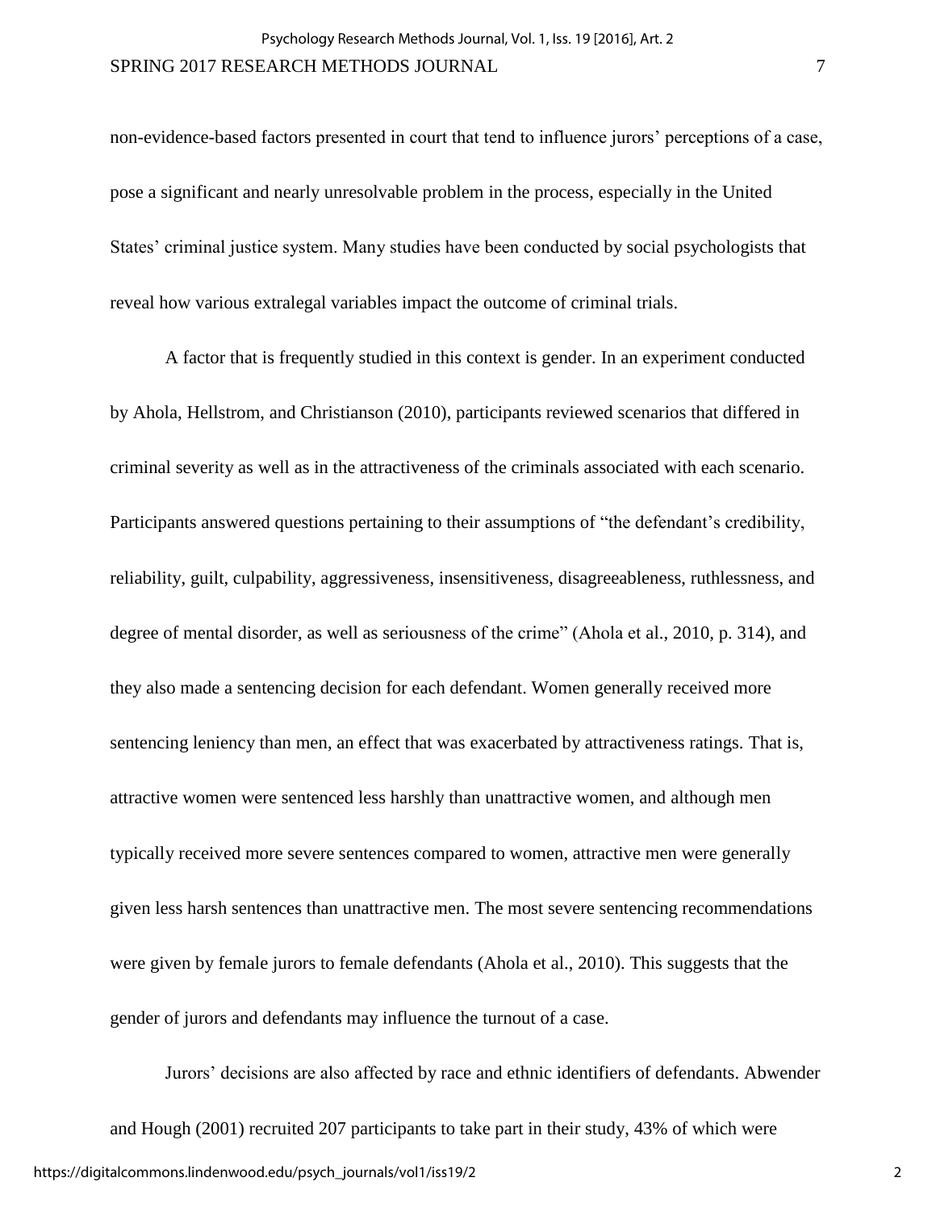non-evidence-based factors presented in court that tend to influence jurors' perceptions of a case, pose a significant and nearly unresolvable problem in the process, especially in the United States' criminal justice system. Many studies have been conducted by social psychologists that reveal how various extralegal variables impact the outcome of criminal trials.

A factor that is frequently studied in this context is gender. In an experiment conducted by Ahola, Hellstrom, and Christianson (2010), participants reviewed scenarios that differed in criminal severity as well as in the attractiveness of the criminals associated with each scenario. Participants answered questions pertaining to their assumptions of "the defendant's credibility, reliability, guilt, culpability, aggressiveness, insensitiveness, disagreeableness, ruthlessness, and degree of mental disorder, as well as seriousness of the crime" (Ahola et al., 2010, p. 314), and they also made a sentencing decision for each defendant. Women generally received more sentencing leniency than men, an effect that was exacerbated by attractiveness ratings. That is, attractive women were sentenced less harshly than unattractive women, and although men typically received more severe sentences compared to women, attractive men were generally given less harsh sentences than unattractive men. The most severe sentencing recommendations were given by female jurors to female defendants (Ahola et al., 2010). This suggests that the gender of jurors and defendants may influence the turnout of a case.

Jurors' decisions are also affected by race and ethnic identifiers of defendants. Abwender and Hough (2001) recruited 207 participants to take part in their study, 43% of which were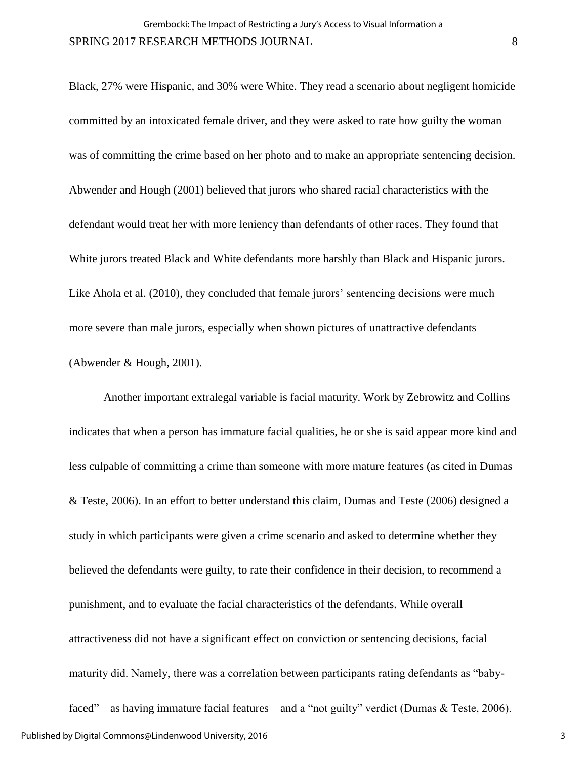Black, 27% were Hispanic, and 30% were White. They read a scenario about negligent homicide committed by an intoxicated female driver, and they were asked to rate how guilty the woman was of committing the crime based on her photo and to make an appropriate sentencing decision. Abwender and Hough (2001) believed that jurors who shared racial characteristics with the defendant would treat her with more leniency than defendants of other races. They found that White jurors treated Black and White defendants more harshly than Black and Hispanic jurors. Like Ahola et al. (2010), they concluded that female jurors' sentencing decisions were much more severe than male jurors, especially when shown pictures of unattractive defendants (Abwender & Hough, 2001).

Another important extralegal variable is facial maturity. Work by Zebrowitz and Collins indicates that when a person has immature facial qualities, he or she is said appear more kind and less culpable of committing a crime than someone with more mature features (as cited in Dumas & Teste, 2006). In an effort to better understand this claim, Dumas and Teste (2006) designed a study in which participants were given a crime scenario and asked to determine whether they believed the defendants were guilty, to rate their confidence in their decision, to recommend a punishment, and to evaluate the facial characteristics of the defendants. While overall attractiveness did not have a significant effect on conviction or sentencing decisions, facial maturity did. Namely, there was a correlation between participants rating defendants as "baby-faced" – as having immature facial features – and a "not guilty" verdict (Dumas & Teste, 2006).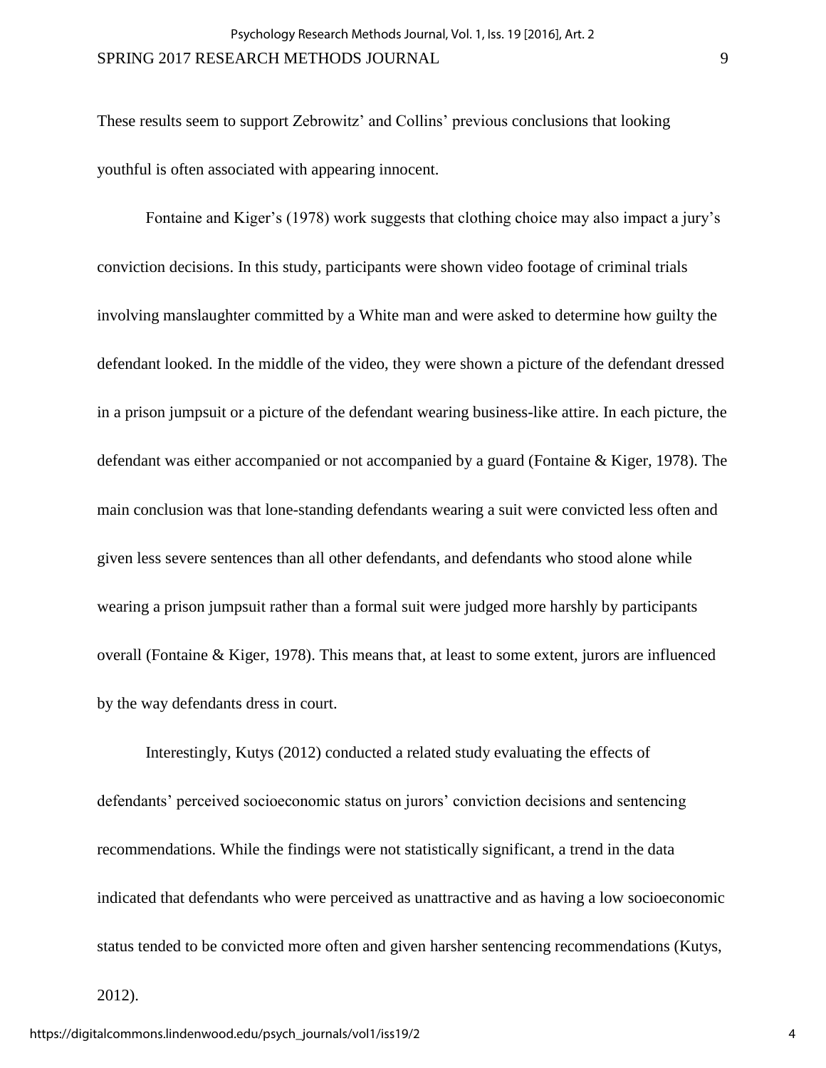These results seem to support Zebrowitz' and Collins' previous conclusions that looking youthful is often associated with appearing innocent.

Fontaine and Kiger's (1978) work suggests that clothing choice may also impact a jury's conviction decisions. In this study, participants were shown video footage of criminal trials involving manslaughter committed by a White man and were asked to determine how guilty the defendant looked. In the middle of the video, they were shown a picture of the defendant dressed in a prison jumpsuit or a picture of the defendant wearing business-like attire. In each picture, the defendant was either accompanied or not accompanied by a guard (Fontaine & Kiger, 1978). The main conclusion was that lone-standing defendants wearing a suit were convicted less often and given less severe sentences than all other defendants, and defendants who stood alone while wearing a prison jumpsuit rather than a formal suit were judged more harshly by participants overall (Fontaine & Kiger, 1978). This means that, at least to some extent, jurors are influenced by the way defendants dress in court.

Interestingly, Kutys (2012) conducted a related study evaluating the effects of defendants' perceived socioeconomic status on jurors' conviction decisions and sentencing recommendations. While the findings were not statistically significant, a trend in the data indicated that defendants who were perceived as unattractive and as having a low socioeconomic status tended to be convicted more often and given harsher sentencing recommendations (Kutys, 2012).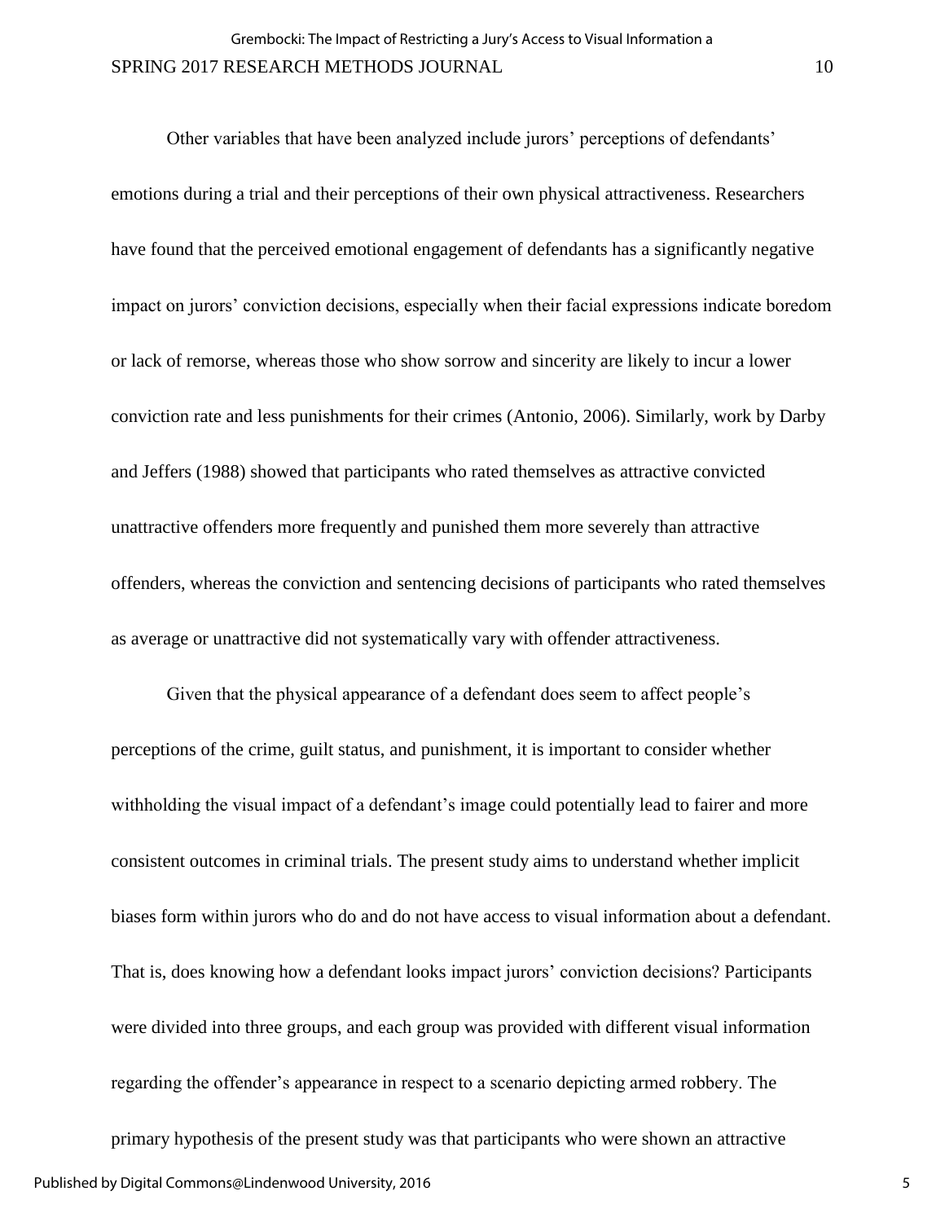Other variables that have been analyzed include jurors' perceptions of defendants' emotions during a trial and their perceptions of their own physical attractiveness. Researchers have found that the perceived emotional engagement of defendants has a significantly negative impact on jurors' conviction decisions, especially when their facial expressions indicate boredom or lack of remorse, whereas those who show sorrow and sincerity are likely to incur a lower conviction rate and less punishments for their crimes (Antonio, 2006). Similarly, work by Darby and Jeffers (1988) showed that participants who rated themselves as attractive convicted unattractive offenders more frequently and punished them more severely than attractive offenders, whereas the conviction and sentencing decisions of participants who rated themselves as average or unattractive did not systematically vary with offender attractiveness.

Given that the physical appearance of a defendant does seem to affect people's perceptions of the crime, guilt status, and punishment, it is important to consider whether withholding the visual impact of a defendant's image could potentially lead to fairer and more consistent outcomes in criminal trials. The present study aims to understand whether implicit biases form within jurors who do and do not have access to visual information about a defendant. That is, does knowing how a defendant looks impact jurors' conviction decisions? Participants were divided into three groups, and each group was provided with different visual information regarding the offender's appearance in respect to a scenario depicting armed robbery. The primary hypothesis of the present study was that participants who were shown an attractive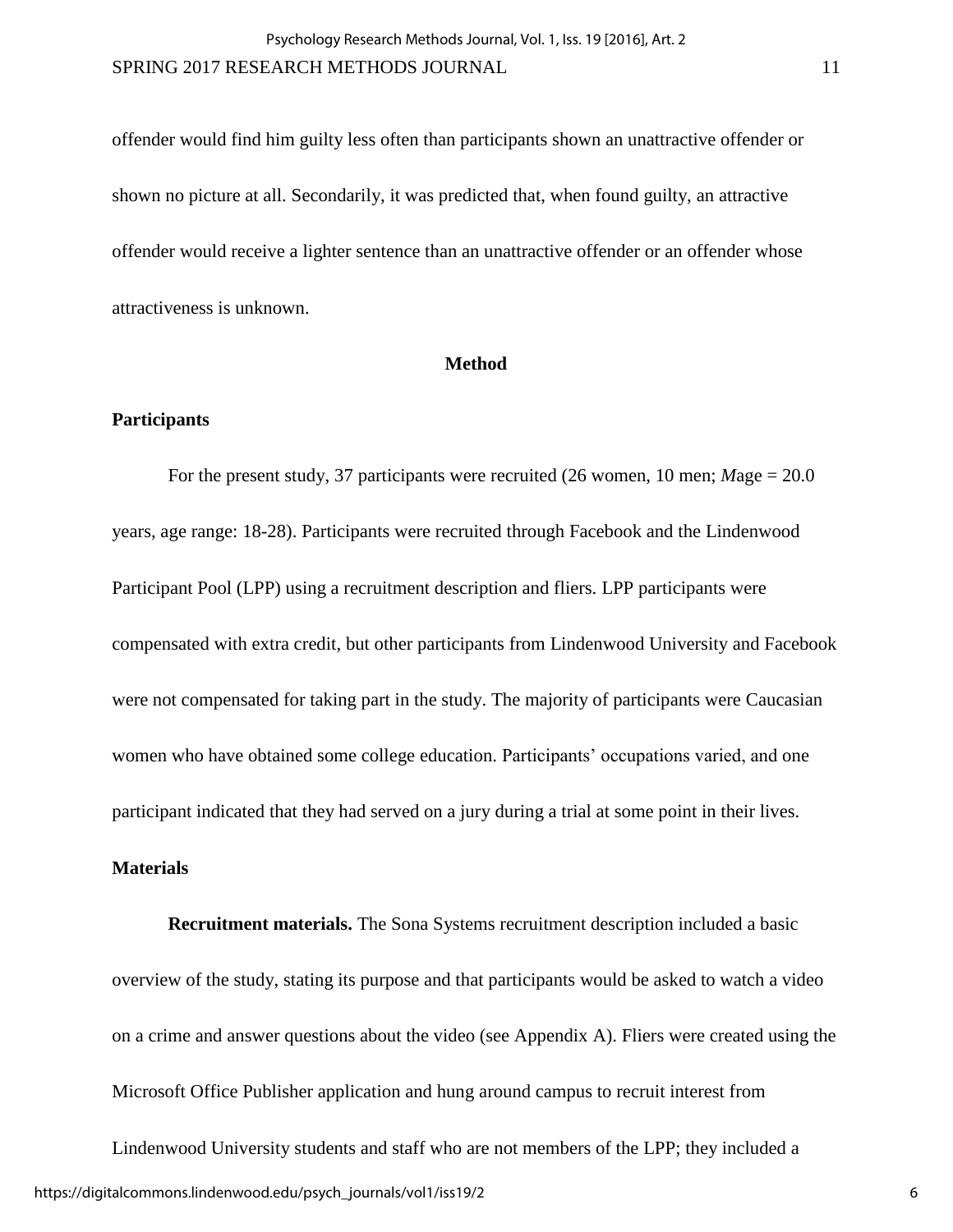offender would find him guilty less often than participants shown an unattractive offender or shown no picture at all. Secondarily, it was predicted that, when found guilty, an attractive offender would receive a lighter sentence than an unattractive offender or an offender whose attractiveness is unknown.

## Method

### Participants

For the present study, 37 participants were recruited (26 women, 10 men; *M*age = 20.0 years, age range: 18-28). Participants were recruited through Facebook and the Lindenwood Participant Pool (LPP) using a recruitment description and fliers. LPP participants were compensated with extra credit, but other participants from Lindenwood University and Facebook were not compensated for taking part in the study. The majority of participants were Caucasian women who have obtained some college education. Participants' occupations varied, and one participant indicated that they had served on a jury during a trial at some point in their lives.

### Materials

**Recruitment materials.** The Sona Systems recruitment description included a basic overview of the study, stating its purpose and that participants would be asked to watch a video on a crime and answer questions about the video (see Appendix A). Fliers were created using the Microsoft Office Publisher application and hung around campus to recruit interest from Lindenwood University students and staff who are not members of the LPP; they included a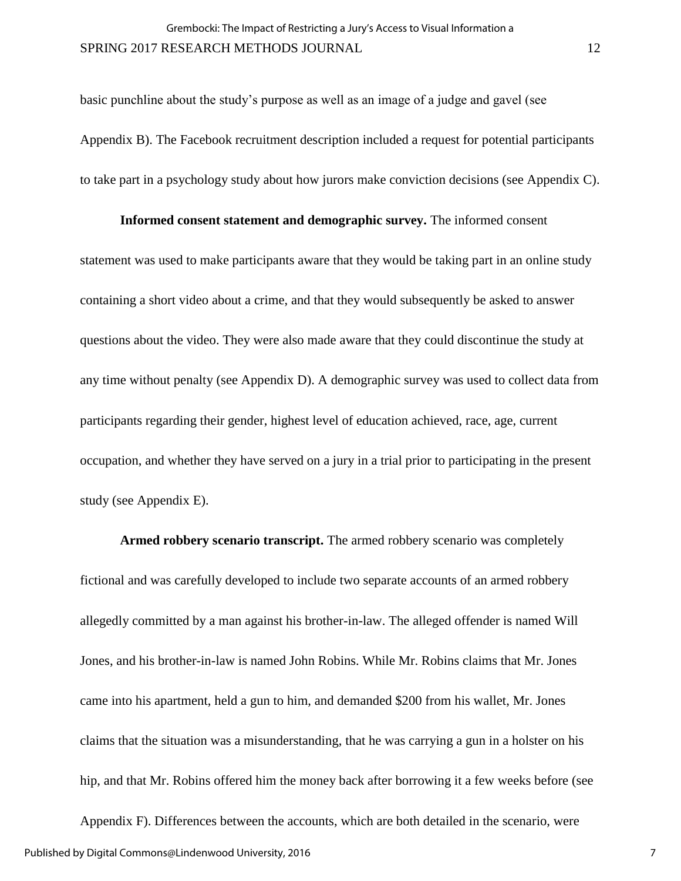basic punchline about the study's purpose as well as an image of a judge and gavel (see Appendix B). The Facebook recruitment description included a request for potential participants to take part in a psychology study about how jurors make conviction decisions (see Appendix C).

**Informed consent statement and demographic survey.** The informed consent statement was used to make participants aware that they would be taking part in an online study containing a short video about a crime, and that they would subsequently be asked to answer questions about the video. They were also made aware that they could discontinue the study at any time without penalty (see Appendix D). A demographic survey was used to collect data from participants regarding their gender, highest level of education achieved, race, age, current occupation, and whether they have served on a jury in a trial prior to participating in the present study (see Appendix E).

**Armed robbery scenario transcript.** The armed robbery scenario was completely fictional and was carefully developed to include two separate accounts of an armed robbery allegedly committed by a man against his brother-in-law. The alleged offender is named Will Jones, and his brother-in-law is named John Robins. While Mr. Robins claims that Mr. Jones came into his apartment, held a gun to him, and demanded $200 from his wallet, Mr. Jones claims that the situation was a misunderstanding, that he was carrying a gun in a holster on his hip, and that Mr. Robins offered him the money back after borrowing it a few weeks before (see Appendix F). Differences between the accounts, which are both detailed in the scenario, were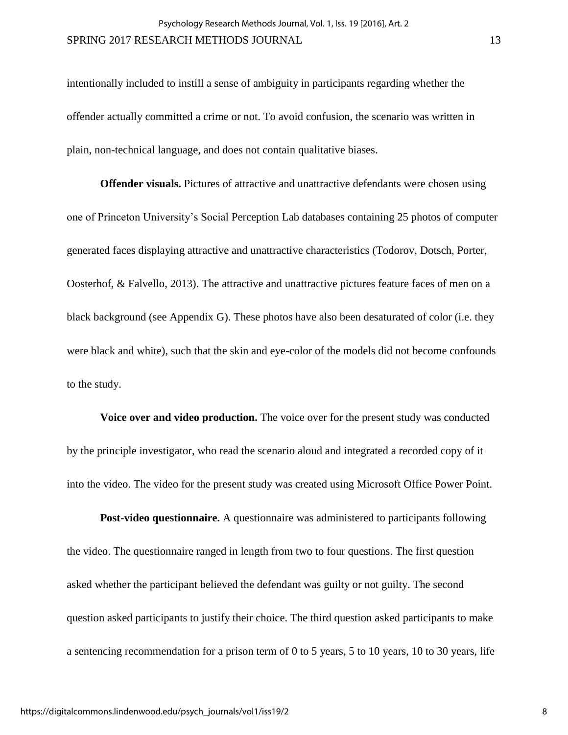intentionally included to instill a sense of ambiguity in participants regarding whether the offender actually committed a crime or not. To avoid confusion, the scenario was written in plain, non-technical language, and does not contain qualitative biases.

**Offender visuals.** Pictures of attractive and unattractive defendants were chosen using one of Princeton University's Social Perception Lab databases containing 25 photos of computer generated faces displaying attractive and unattractive characteristics (Todorov, Dotsch, Porter, Oosterhof, & Falvello, 2013). The attractive and unattractive pictures feature faces of men on a black background (see Appendix G). These photos have also been desaturated of color (i.e. they were black and white), such that the skin and eye-color of the models did not become confounds to the study.

**Voice over and video production.** The voice over for the present study was conducted by the principle investigator, who read the scenario aloud and integrated a recorded copy of it into the video. The video for the present study was created using Microsoft Office Power Point.

**Post-video questionnaire.** A questionnaire was administered to participants following the video. The questionnaire ranged in length from two to four questions. The first question asked whether the participant believed the defendant was guilty or not guilty. The second question asked participants to justify their choice. The third question asked participants to make a sentencing recommendation for a prison term of 0 to 5 years, 5 to 10 years, 10 to 30 years, life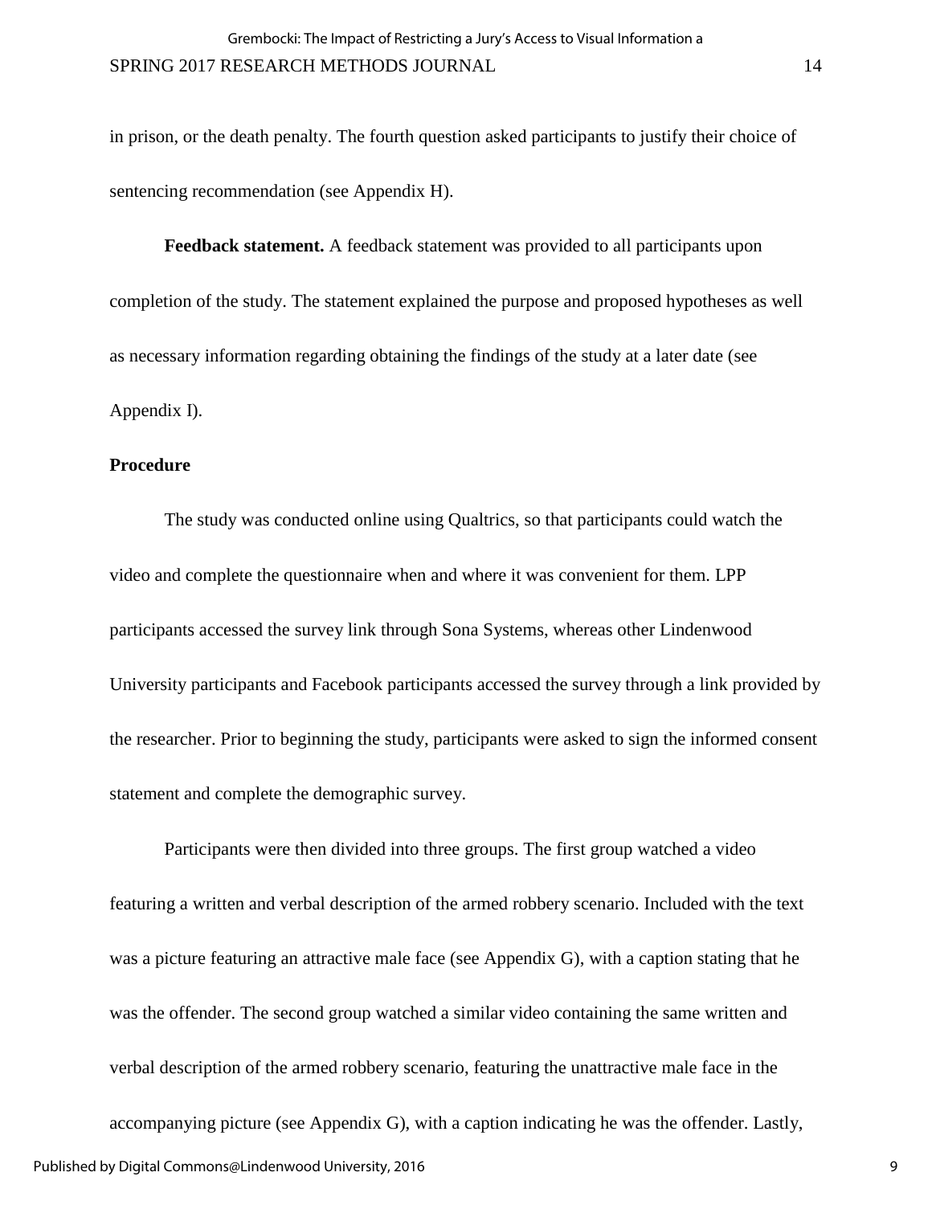in prison, or the death penalty. The fourth question asked participants to justify their choice of sentencing recommendation (see Appendix H).

**Feedback statement.** A feedback statement was provided to all participants upon completion of the study. The statement explained the purpose and proposed hypotheses as well as necessary information regarding obtaining the findings of the study at a later date (see Appendix I).

## Procedure

The study was conducted online using Qualtrics, so that participants could watch the video and complete the questionnaire when and where it was convenient for them. LPP participants accessed the survey link through Sona Systems, whereas other Lindenwood University participants and Facebook participants accessed the survey through a link provided by the researcher. Prior to beginning the study, participants were asked to sign the informed consent statement and complete the demographic survey.

Participants were then divided into three groups. The first group watched a video featuring a written and verbal description of the armed robbery scenario. Included with the text was a picture featuring an attractive male face (see Appendix G), with a caption stating that he was the offender. The second group watched a similar video containing the same written and verbal description of the armed robbery scenario, featuring the unattractive male face in the accompanying picture (see Appendix G), with a caption indicating he was the offender. Lastly,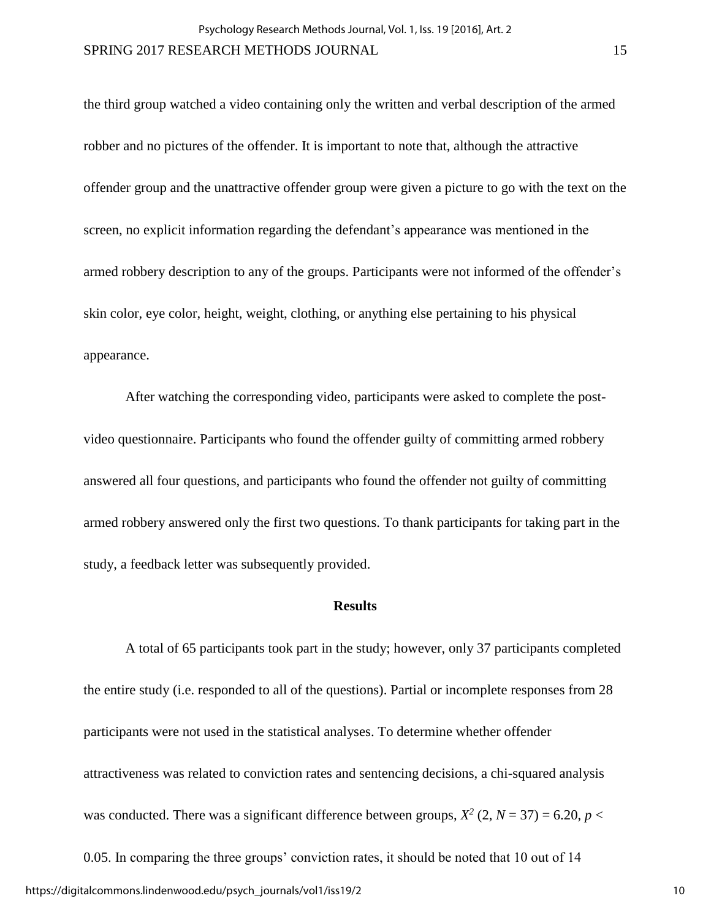the third group watched a video containing only the written and verbal description of the armed robber and no pictures of the offender. It is important to note that, although the attractive offender group and the unattractive offender group were given a picture to go with the text on the screen, no explicit information regarding the defendant's appearance was mentioned in the armed robbery description to any of the groups. Participants were not informed of the offender's skin color, eye color, height, weight, clothing, or anything else pertaining to his physical appearance.

After watching the corresponding video, participants were asked to complete the post-video questionnaire. Participants who found the offender guilty of committing armed robbery answered all four questions, and participants who found the offender not guilty of committing armed robbery answered only the first two questions. To thank participants for taking part in the study, a feedback letter was subsequently provided.

## Results

A total of 65 participants took part in the study; however, only 37 participants completed the entire study (i.e. responded to all of the questions). Partial or incomplete responses from 28 participants were not used in the statistical analyses. To determine whether offender attractiveness was related to conviction rates and sentencing decisions, a chi-squared analysis was conducted. There was a significant difference between groups, $X^2$ (2, $N$ = 37) = 6.20, $p <$ 0.05. In comparing the three groups' conviction rates, it should be noted that 10 out of 14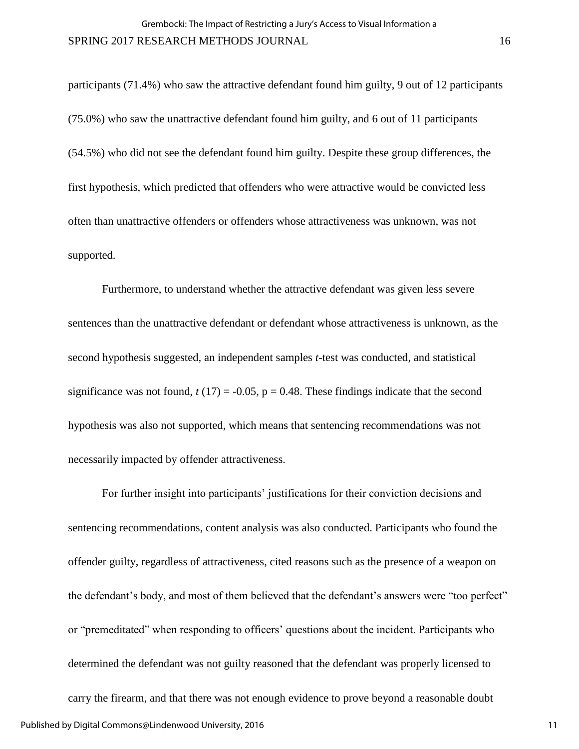participants (71.4%) who saw the attractive defendant found him guilty, 9 out of 12 participants (75.0%) who saw the unattractive defendant found him guilty, and 6 out of 11 participants (54.5%) who did not see the defendant found him guilty. Despite these group differences, the first hypothesis, which predicted that offenders who were attractive would be convicted less often than unattractive offenders or offenders whose attractiveness was unknown, was not supported.

Furthermore, to understand whether the attractive defendant was given less severe sentences than the unattractive defendant or defendant whose attractiveness is unknown, as the second hypothesis suggested, an independent samples *t*-test was conducted, and statistical significance was not found, $t(17) = -0.05$, $p = 0.48$. These findings indicate that the second hypothesis was also not supported, which means that sentencing recommendations was not necessarily impacted by offender attractiveness.

For further insight into participants' justifications for their conviction decisions and sentencing recommendations, content analysis was also conducted. Participants who found the offender guilty, regardless of attractiveness, cited reasons such as the presence of a weapon on the defendant's body, and most of them believed that the defendant's answers were "too perfect" or "premeditated" when responding to officers' questions about the incident. Participants who determined the defendant was not guilty reasoned that the defendant was properly licensed to carry the firearm, and that there was not enough evidence to prove beyond a reasonable doubt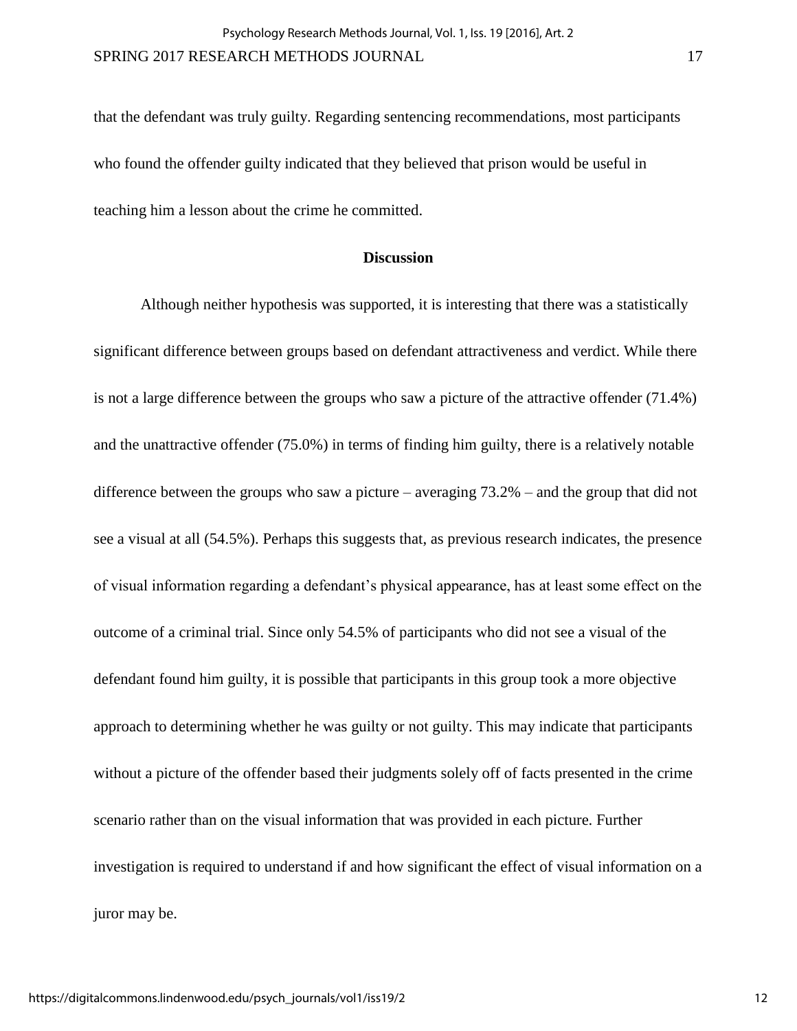that the defendant was truly guilty. Regarding sentencing recommendations, most participants who found the offender guilty indicated that they believed that prison would be useful in teaching him a lesson about the crime he committed.

## Discussion

Although neither hypothesis was supported, it is interesting that there was a statistically significant difference between groups based on defendant attractiveness and verdict. While there is not a large difference between the groups who saw a picture of the attractive offender (71.4%) and the unattractive offender (75.0%) in terms of finding him guilty, there is a relatively notable difference between the groups who saw a picture – averaging 73.2% – and the group that did not see a visual at all (54.5%). Perhaps this suggests that, as previous research indicates, the presence of visual information regarding a defendant's physical appearance, has at least some effect on the outcome of a criminal trial. Since only 54.5% of participants who did not see a visual of the defendant found him guilty, it is possible that participants in this group took a more objective approach to determining whether he was guilty or not guilty. This may indicate that participants without a picture of the offender based their judgments solely off of facts presented in the crime scenario rather than on the visual information that was provided in each picture. Further investigation is required to understand if and how significant the effect of visual information on a juror may be.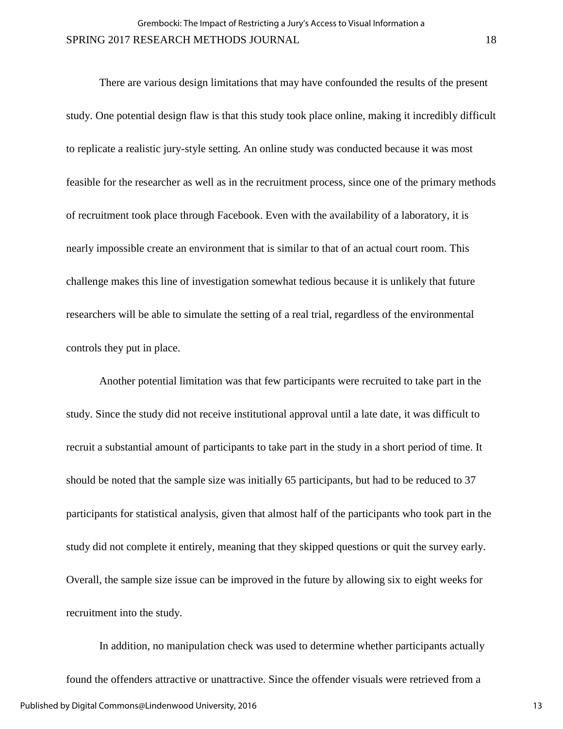There are various design limitations that may have confounded the results of the present study. One potential design flaw is that this study took place online, making it incredibly difficult to replicate a realistic jury-style setting. An online study was conducted because it was most feasible for the researcher as well as in the recruitment process, since one of the primary methods of recruitment took place through Facebook. Even with the availability of a laboratory, it is nearly impossible create an environment that is similar to that of an actual court room. This challenge makes this line of investigation somewhat tedious because it is unlikely that future researchers will be able to simulate the setting of a real trial, regardless of the environmental controls they put in place.

Another potential limitation was that few participants were recruited to take part in the study. Since the study did not receive institutional approval until a late date, it was difficult to recruit a substantial amount of participants to take part in the study in a short period of time. It should be noted that the sample size was initially 65 participants, but had to be reduced to 37 participants for statistical analysis, given that almost half of the participants who took part in the study did not complete it entirely, meaning that they skipped questions or quit the survey early. Overall, the sample size issue can be improved in the future by allowing six to eight weeks for recruitment into the study.

In addition, no manipulation check was used to determine whether participants actually found the offenders attractive or unattractive. Since the offender visuals were retrieved from a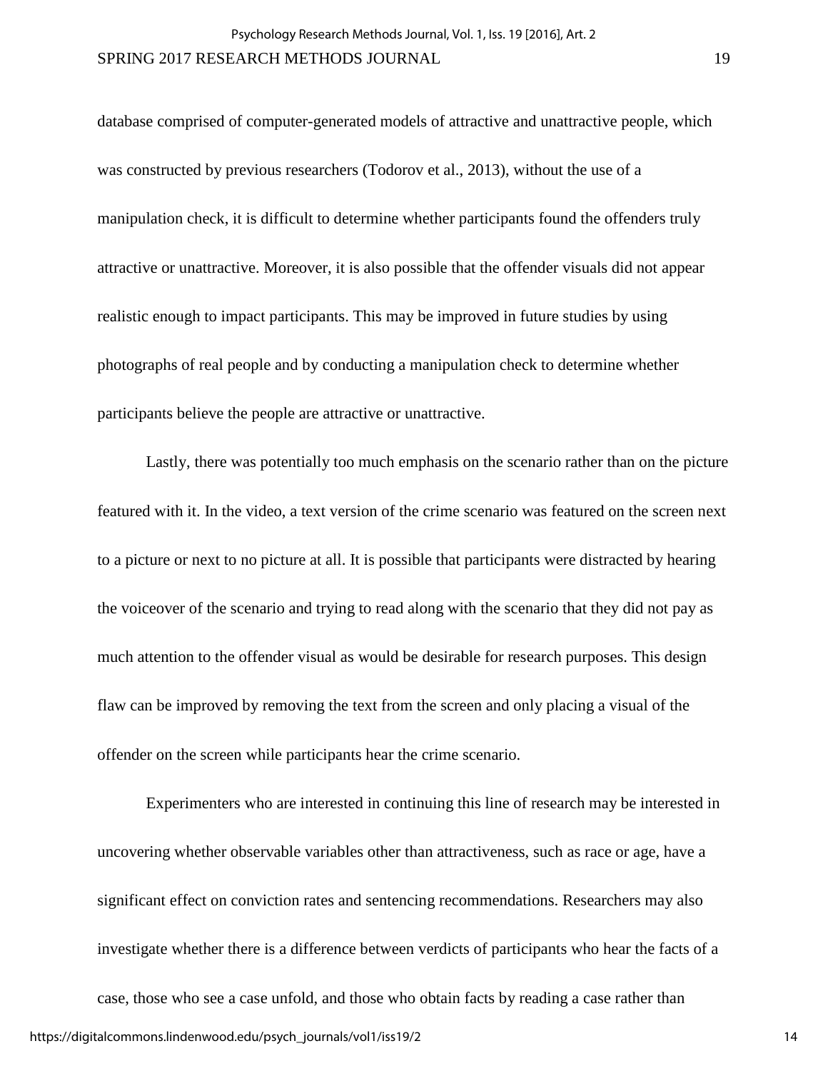database comprised of computer-generated models of attractive and unattractive people, which was constructed by previous researchers (Todorov et al., 2013), without the use of a manipulation check, it is difficult to determine whether participants found the offenders truly attractive or unattractive. Moreover, it is also possible that the offender visuals did not appear realistic enough to impact participants. This may be improved in future studies by using photographs of real people and by conducting a manipulation check to determine whether participants believe the people are attractive or unattractive.

Lastly, there was potentially too much emphasis on the scenario rather than on the picture featured with it. In the video, a text version of the crime scenario was featured on the screen next to a picture or next to no picture at all. It is possible that participants were distracted by hearing the voiceover of the scenario and trying to read along with the scenario that they did not pay as much attention to the offender visual as would be desirable for research purposes. This design flaw can be improved by removing the text from the screen and only placing a visual of the offender on the screen while participants hear the crime scenario.

Experimenters who are interested in continuing this line of research may be interested in uncovering whether observable variables other than attractiveness, such as race or age, have a significant effect on conviction rates and sentencing recommendations. Researchers may also investigate whether there is a difference between verdicts of participants who hear the facts of a case, those who see a case unfold, and those who obtain facts by reading a case rather than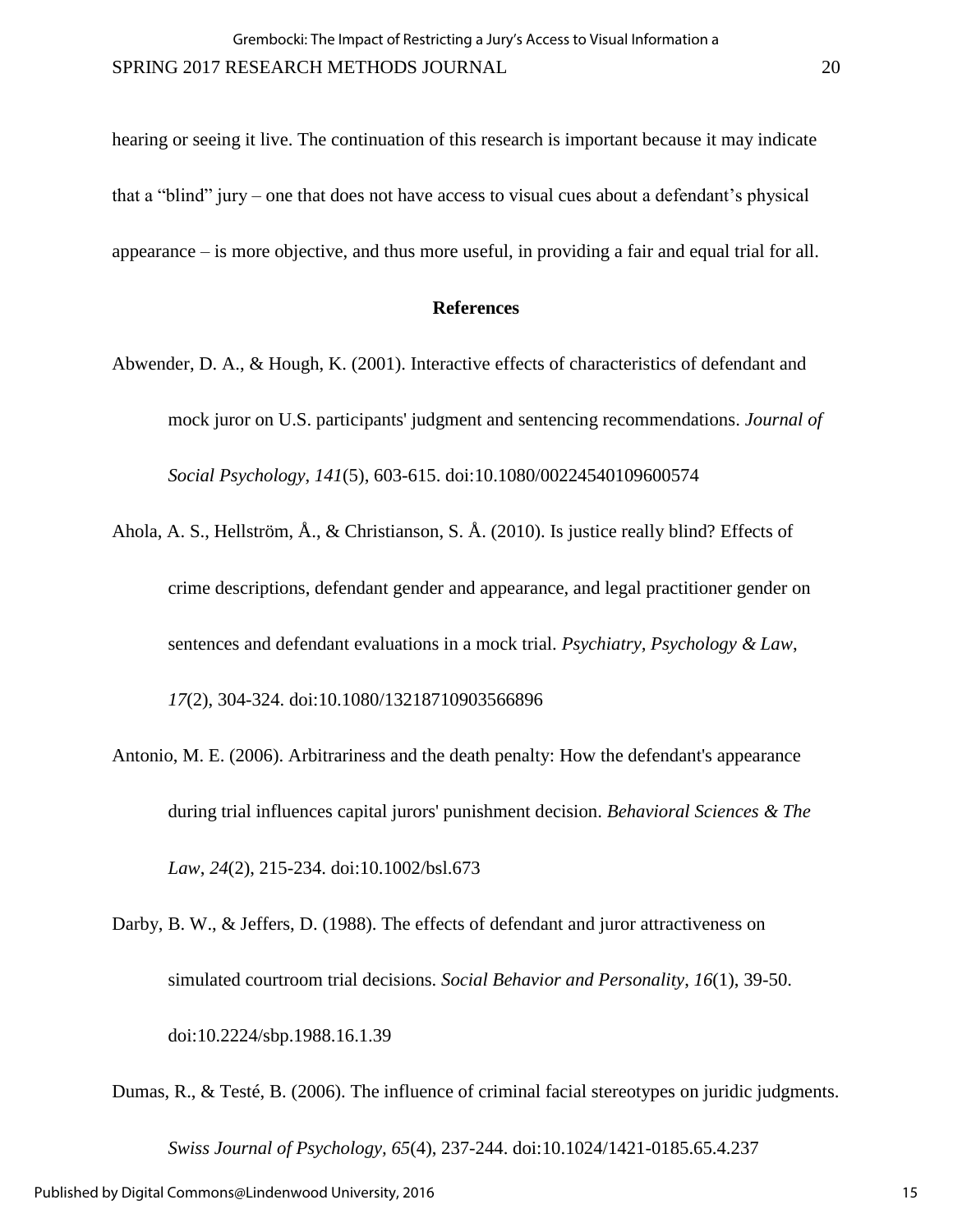hearing or seeing it live. The continuation of this research is important because it may indicate that a “blind” jury – one that does not have access to visual cues about a defendant’s physical appearance – is more objective, and thus more useful, in providing a fair and equal trial for all.

## References

Abwender, D. A., & Hough, K. (2001). Interactive effects of characteristics of defendant and mock juror on U.S. participants' judgment and sentencing recommendations. *Journal of Social Psychology, 141*(5), 603-615. doi:10.1080/00224540109600574

Ahola, A. S., Hellström, Å., & Christianson, S. Å. (2010). Is justice really blind? Effects of crime descriptions, defendant gender and appearance, and legal practitioner gender on sentences and defendant evaluations in a mock trial. *Psychiatry, Psychology & Law, 17*(2), 304-324. doi:10.1080/13218710903566896

Antonio, M. E. (2006). Arbitrariness and the death penalty: How the defendant's appearance during trial influences capital jurors' punishment decision. *Behavioral Sciences & The Law, 24*(2), 215-234. doi:10.1002/bsl.673

Darby, B. W., & Jeffers, D. (1988). The effects of defendant and juror attractiveness on simulated courtroom trial decisions. *Social Behavior and Personality, 16*(1), 39-50. doi:10.2224/sbp.1988.16.1.39

Dumas, R., & Testé, B. (2006). The influence of criminal facial stereotypes on juridic judgments. *Swiss Journal of Psychology, 65*(4), 237-244. doi:10.1024/1421-0185.65.4.237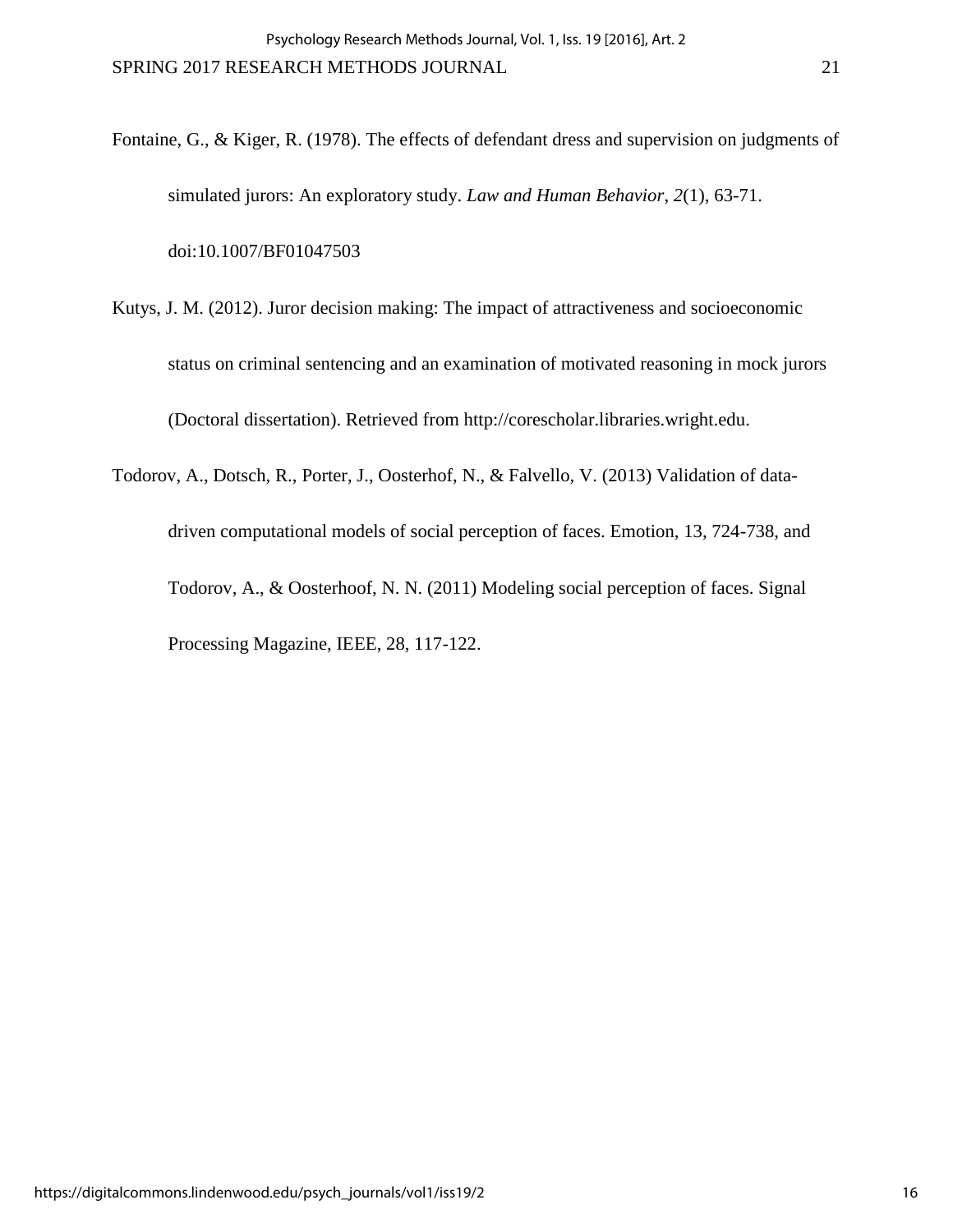Fontaine, G., & Kiger, R. (1978). The effects of defendant dress and supervision on judgments of simulated jurors: An exploratory study. *Law and Human Behavior*, *2*(1), 63-71. doi:10.1007/BF01047503

Kutys, J. M. (2012). Juror decision making: The impact of attractiveness and socioeconomic status on criminal sentencing and an examination of motivated reasoning in mock jurors (Doctoral dissertation). Retrieved from http://corescholar.libraries.wright.edu.

Todorov, A., Dotsch, R., Porter, J., Oosterhof, N., & Falvello, V. (2013) Validation of data-driven computational models of social perception of faces. Emotion, 13, 724-738, and Todorov, A., & Oosterhoof, N. N. (2011) Modeling social perception of faces. Signal Processing Magazine, IEEE, 28, 117-122.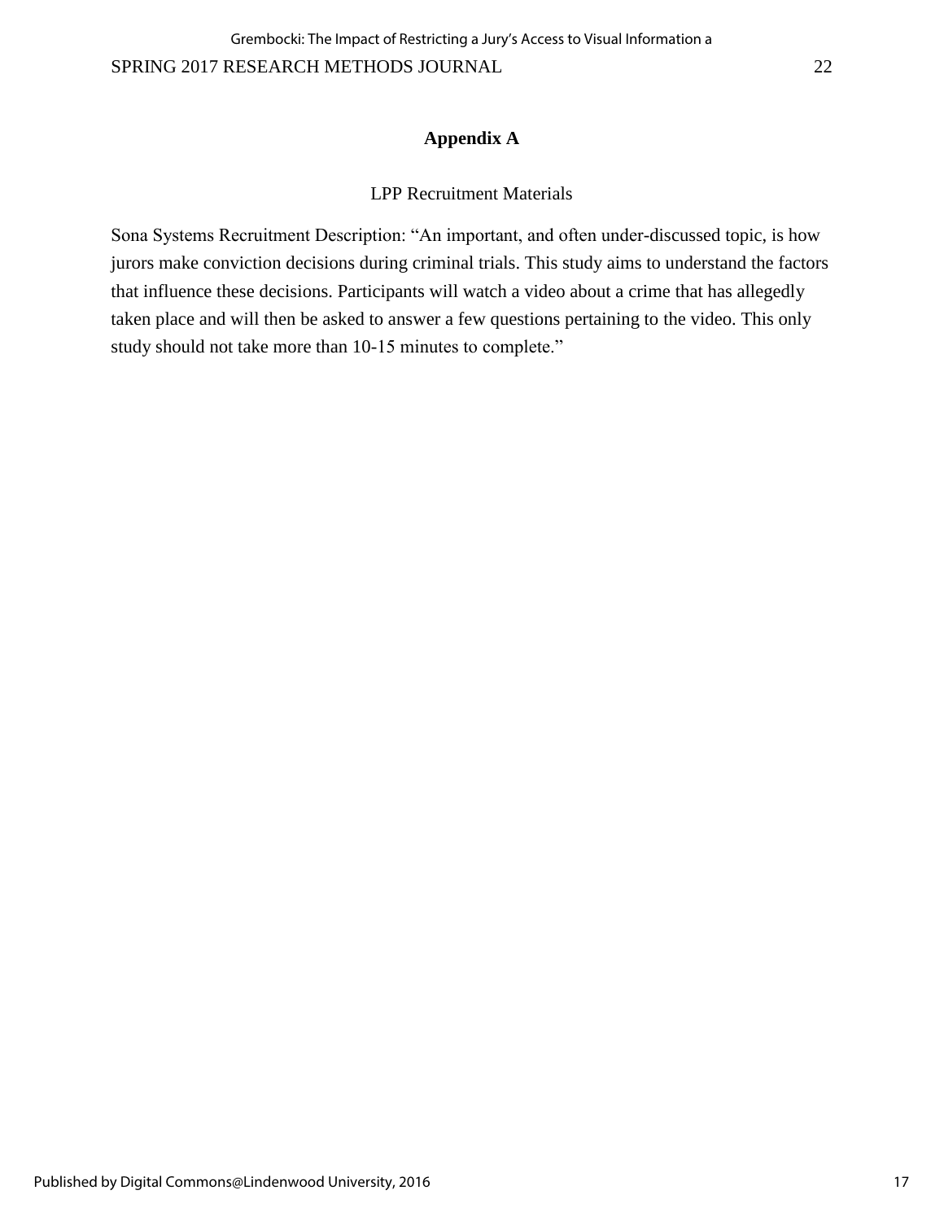# Appendix A

LPP Recruitment Materials

Sona Systems Recruitment Description: “An important, and often under-discussed topic, is how jurors make conviction decisions during criminal trials. This study aims to understand the factors that influence these decisions. Participants will watch a video about a crime that has allegedly taken place and will then be asked to answer a few questions pertaining to the video. This only study should not take more than 10-15 minutes to complete.”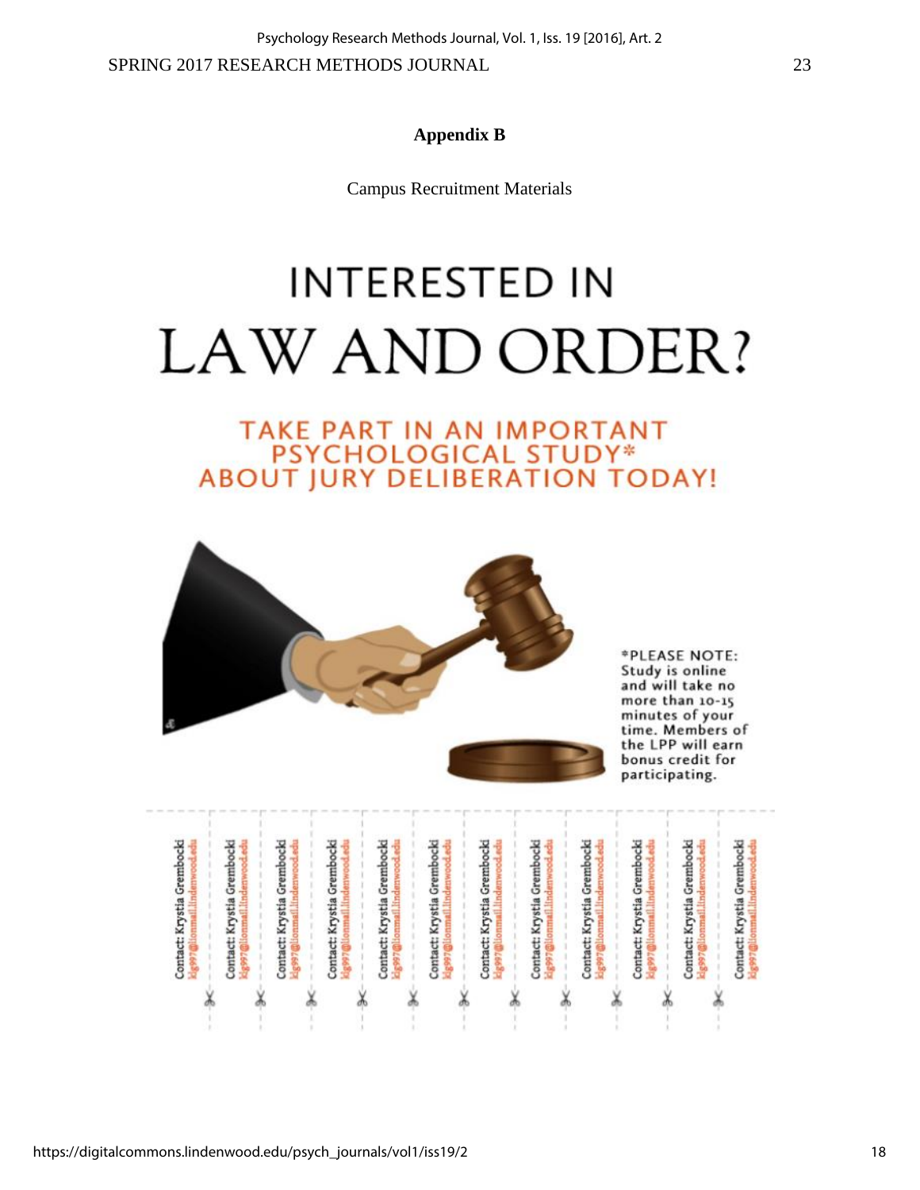**Appendix B**

Campus Recruitment Materials

# INTERESTED IN

# LAW AND ORDER?

TAKE PART IN AN IMPORTANT PSYCHOLOGICAL STUDY* ABOUT JURY DELIBERATION TODAY!

*PLEASE NOTE: Study is online and will take no more than 10-15 minutes of your time. Members of the LPP will earn bonus credit for participating.

Contact: Krystia Grembocki kg997@lionmail.lindenwood.edu

Contact: Krystia Grembocki kg997@lionmail.lindenwood.edu

Contact: Krystia Grembocki kg997@lionmail.lindenwood.edu

Contact: Krystia Grembocki kg997@lionmail.lindenwood.edu

Contact: Krystia Grembocki kg997@lionmail.lindenwood.edu

Contact: Krystia Grembocki kg997@lionmail.lindenwood.edu

Contact: Krystia Grembocki kg997@lionmail.lindenwood.edu

Contact: Krystia Grembocki kg997@lionmail.lindenwood.edu

Contact: Krystia Grembocki kg997@lionmail.lindenwood.edu

Contact: Krystia Grembocki kg997@lionmail.lindenwood.edu

Contact: Krystia Grembocki kg997@lionmail.lindenwood.edu

Contact: Krystia Grembocki kg997@lionmail.lindenwood.edu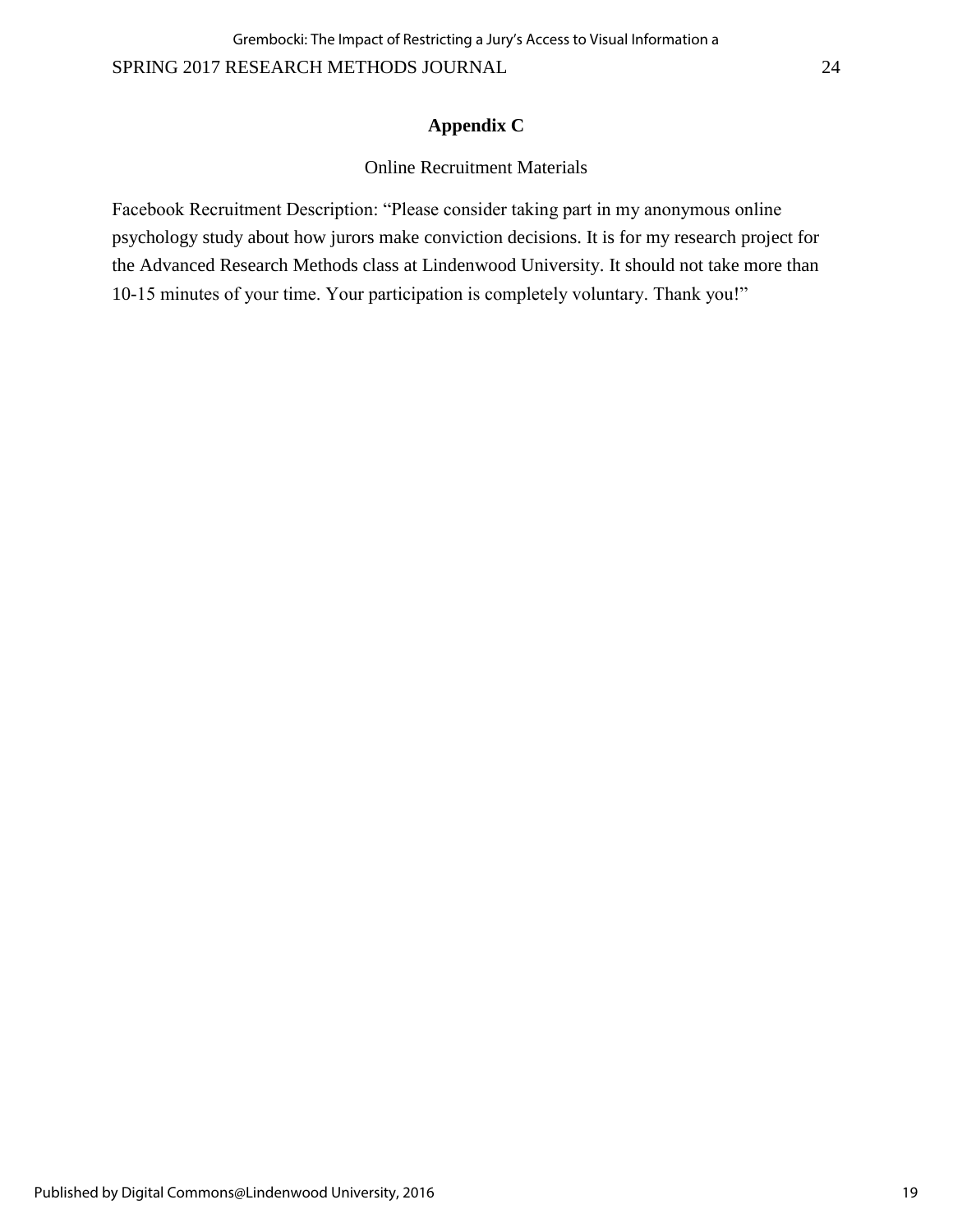## Appendix C

Online Recruitment Materials

Facebook Recruitment Description: "Please consider taking part in my anonymous online psychology study about how jurors make conviction decisions. It is for my research project for the Advanced Research Methods class at Lindenwood University. It should not take more than 10-15 minutes of your time. Your participation is completely voluntary. Thank you!"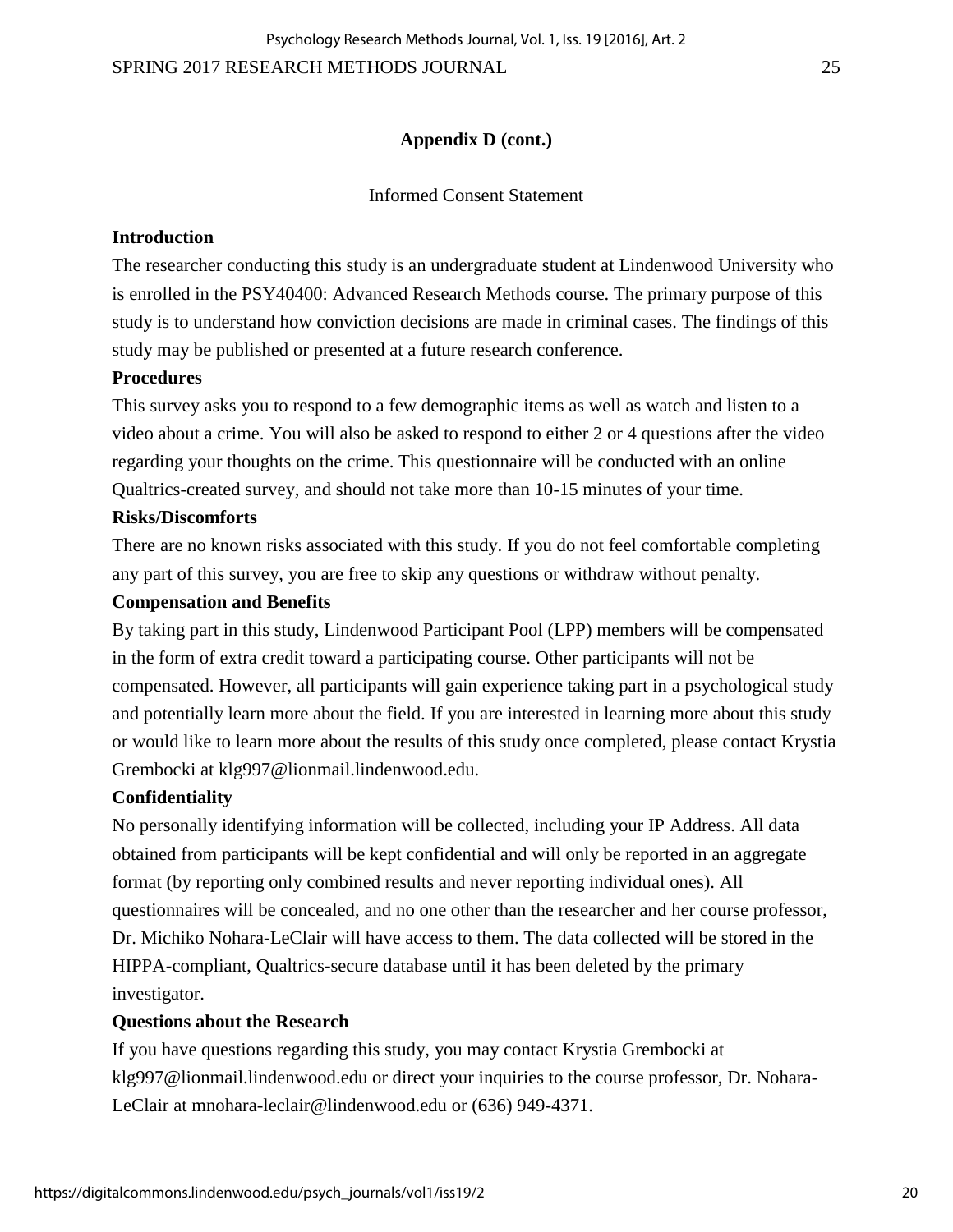**Appendix D (cont.)**

Informed Consent Statement

**Introduction**

The researcher conducting this study is an undergraduate student at Lindenwood University who is enrolled in the PSY40400: Advanced Research Methods course. The primary purpose of this study is to understand how conviction decisions are made in criminal cases. The findings of this study may be published or presented at a future research conference.

**Procedures**

This survey asks you to respond to a few demographic items as well as watch and listen to a video about a crime. You will also be asked to respond to either 2 or 4 questions after the video regarding your thoughts on the crime. This questionnaire will be conducted with an online Qualtrics-created survey, and should not take more than 10-15 minutes of your time.

**Risks/Discomforts**

There are no known risks associated with this study. If you do not feel comfortable completing any part of this survey, you are free to skip any questions or withdraw without penalty.

**Compensation and Benefits**

By taking part in this study, Lindenwood Participant Pool (LPP) members will be compensated in the form of extra credit toward a participating course. Other participants will not be compensated. However, all participants will gain experience taking part in a psychological study and potentially learn more about the field. If you are interested in learning more about this study or would like to learn more about the results of this study once completed, please contact Krystia Grembocki at klg997@lionmail.lindenwood.edu.

**Confidentiality**

No personally identifying information will be collected, including your IP Address. All data obtained from participants will be kept confidential and will only be reported in an aggregate format (by reporting only combined results and never reporting individual ones). All questionnaires will be concealed, and no one other than the researcher and her course professor, Dr. Michiko Nohara-LeClair will have access to them. The data collected will be stored in the HIPPA-compliant, Qualtrics-secure database until it has been deleted by the primary investigator.

**Questions about the Research**

If you have questions regarding this study, you may contact Krystia Grembocki at klg997@lionmail.lindenwood.edu or direct your inquiries to the course professor, Dr. Nohara-LeClair at mnohara-leclair@lindenwood.edu or (636) 949-4371.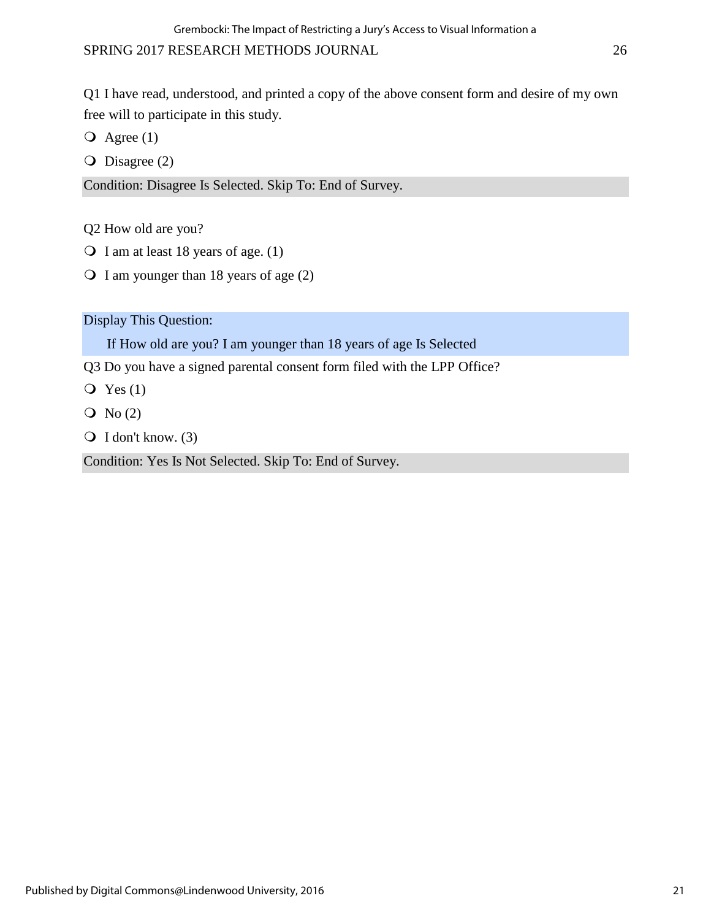Q1 I have read, understood, and printed a copy of the above consent form and desire of my own free will to participate in this study.

- Agree (1)
- Disagree (2)

Condition: Disagree Is Selected. Skip To: End of Survey.

Q2 How old are you?

- I am at least 18 years of age. (1)
- I am younger than 18 years of age (2)

Display This Question:

If How old are you? I am younger than 18 years of age Is Selected

Q3 Do you have a signed parental consent form filed with the LPP Office?

- Yes (1)
- No (2)
- I don't know. (3)

Condition: Yes Is Not Selected. Skip To: End of Survey.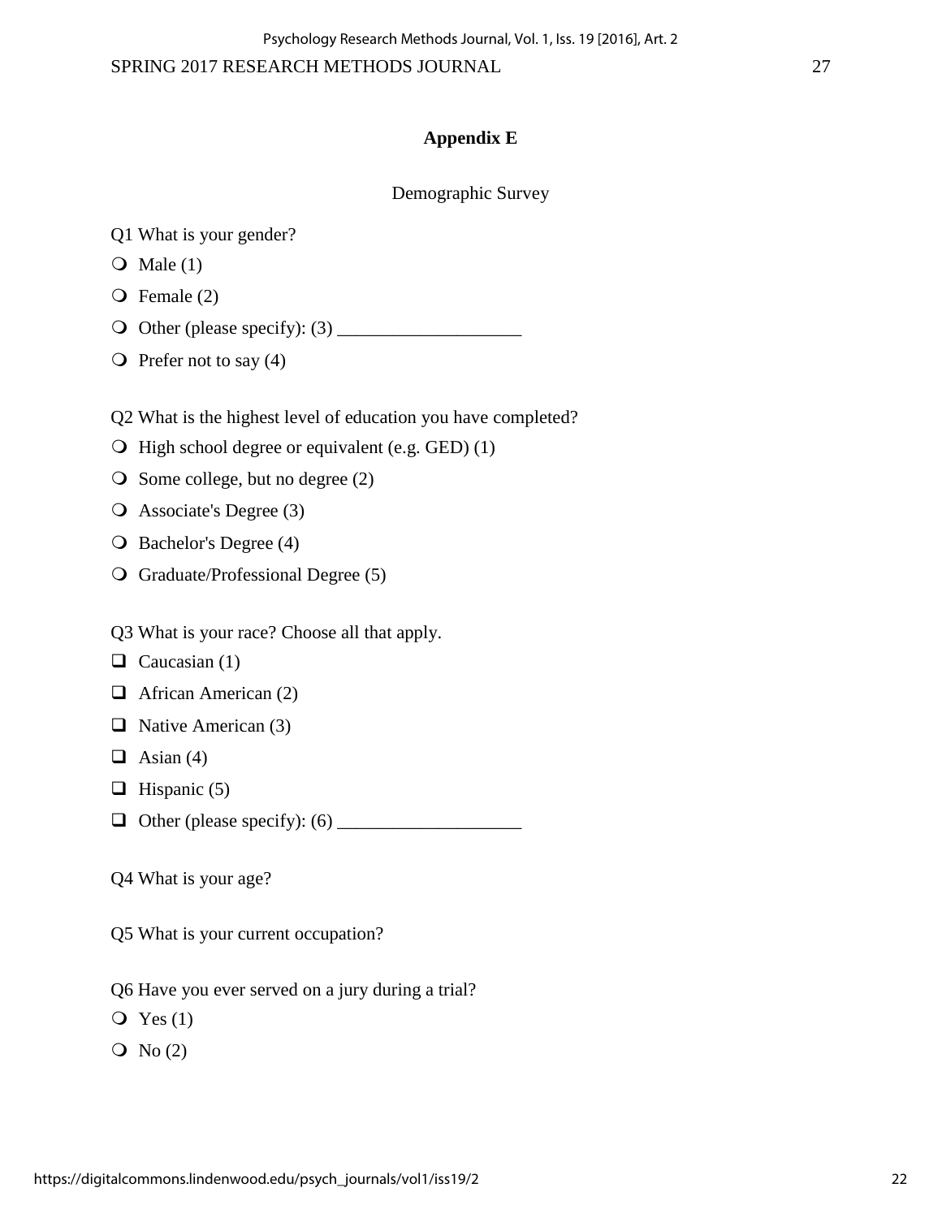## Appendix E

Demographic Survey

Q1 What is your gender?

- Male (1)
- Female (2)
- Other (please specify): (3) ____________________
- Prefer not to say (4)

Q2 What is the highest level of education you have completed?

- High school degree or equivalent (e.g. GED) (1)
- Some college, but no degree (2)
- Associate's Degree (3)
- Bachelor's Degree (4)
- Graduate/Professional Degree (5)

Q3 What is your race? Choose all that apply.

- [ ] Caucasian (1)
- [ ] African American (2)
- [ ] Native American (3)
- [ ] Asian (4)
- [ ] Hispanic (5)
- [ ] Other (please specify): (6) ____________________

Q4 What is your age?

Q5 What is your current occupation?

Q6 Have you ever served on a jury during a trial?

- Yes (1)
- No (2)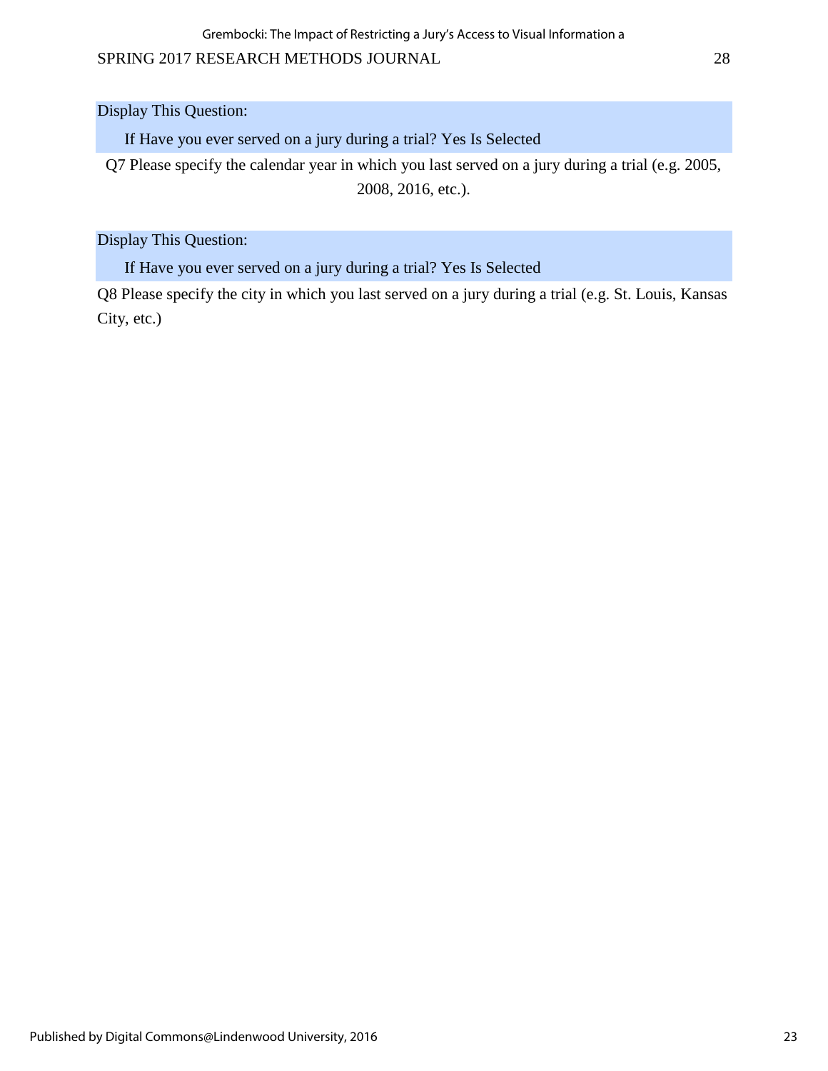Display This Question:

If Have you ever served on a jury during a trial? Yes Is Selected

Q7 Please specify the calendar year in which you last served on a jury during a trial (e.g. 2005, 2008, 2016, etc.).

Display This Question:

If Have you ever served on a jury during a trial? Yes Is Selected

Q8 Please specify the city in which you last served on a jury during a trial (e.g. St. Louis, Kansas City, etc.)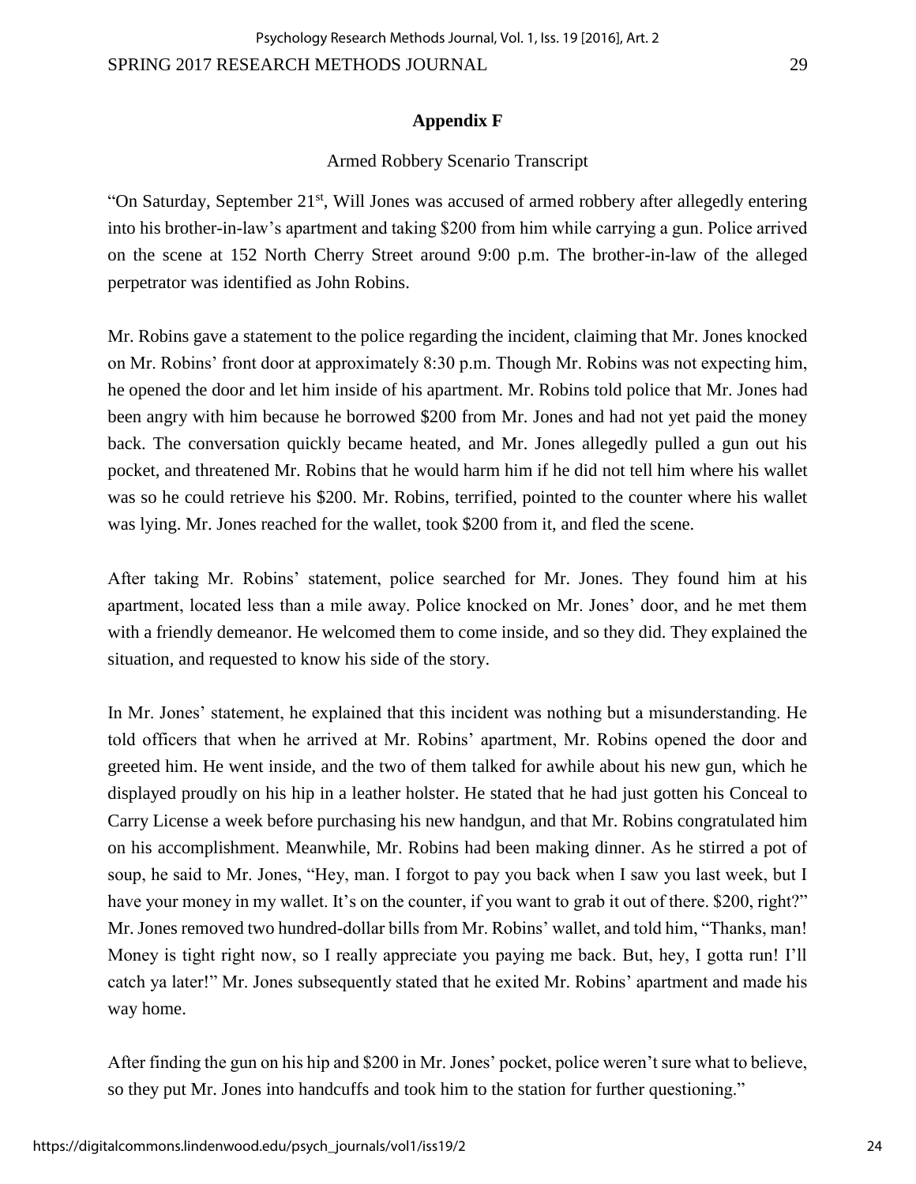## Appendix F

Armed Robbery Scenario Transcript

"On Saturday, September 21st, Will Jones was accused of armed robbery after allegedly entering into his brother-in-law's apartment and taking $200 from him while carrying a gun. Police arrived on the scene at 152 North Cherry Street around 9:00 p.m. The brother-in-law of the alleged perpetrator was identified as John Robins.

Mr. Robins gave a statement to the police regarding the incident, claiming that Mr. Jones knocked on Mr. Robins' front door at approximately 8:30 p.m. Though Mr. Robins was not expecting him, he opened the door and let him inside of his apartment. Mr. Robins told police that Mr. Jones had been angry with him because he borrowed $200 from Mr. Jones and had not yet paid the money back. The conversation quickly became heated, and Mr. Jones allegedly pulled a gun out his pocket, and threatened Mr. Robins that he would harm him if he did not tell him where his wallet was so he could retrieve his $200. Mr. Robins, terrified, pointed to the counter where his wallet was lying. Mr. Jones reached for the wallet, took $200 from it, and fled the scene.

After taking Mr. Robins' statement, police searched for Mr. Jones. They found him at his apartment, located less than a mile away. Police knocked on Mr. Jones' door, and he met them with a friendly demeanor. He welcomed them to come inside, and so they did. They explained the situation, and requested to know his side of the story.

In Mr. Jones' statement, he explained that this incident was nothing but a misunderstanding. He told officers that when he arrived at Mr. Robins' apartment, Mr. Robins opened the door and greeted him. He went inside, and the two of them talked for awhile about his new gun, which he displayed proudly on his hip in a leather holster. He stated that he had just gotten his Conceal to Carry License a week before purchasing his new handgun, and that Mr. Robins congratulated him on his accomplishment. Meanwhile, Mr. Robins had been making dinner. As he stirred a pot of soup, he said to Mr. Jones, "Hey, man. I forgot to pay you back when I saw you last week, but I have your money in my wallet. It's on the counter, if you want to grab it out of there. $200, right?" Mr. Jones removed two hundred-dollar bills from Mr. Robins' wallet, and told him, "Thanks, man! Money is tight right now, so I really appreciate you paying me back. But, hey, I gotta run! I'll catch ya later!" Mr. Jones subsequently stated that he exited Mr. Robins' apartment and made his way home.

After finding the gun on his hip and $200 in Mr. Jones' pocket, police weren't sure what to believe, so they put Mr. Jones into handcuffs and took him to the station for further questioning."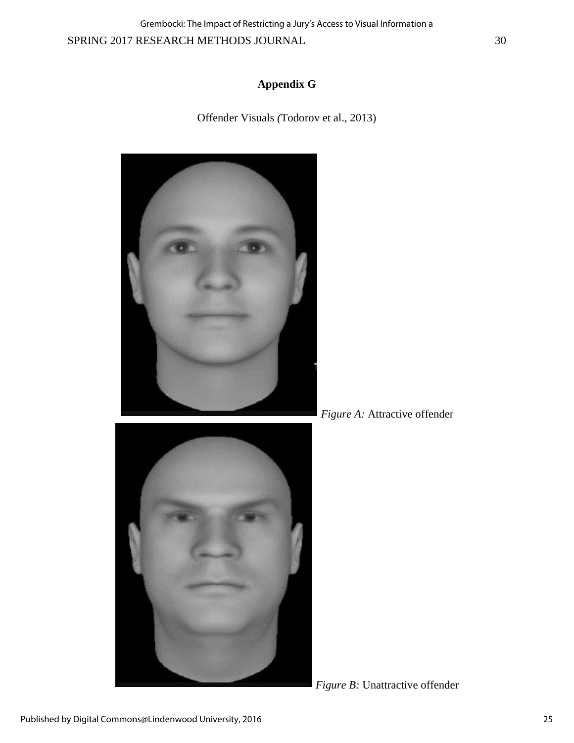## Appendix G

Offender Visuals *(*Todorov et al., 2013)

*Figure A:* Attractive offender

*Figure B:* Unattractive offender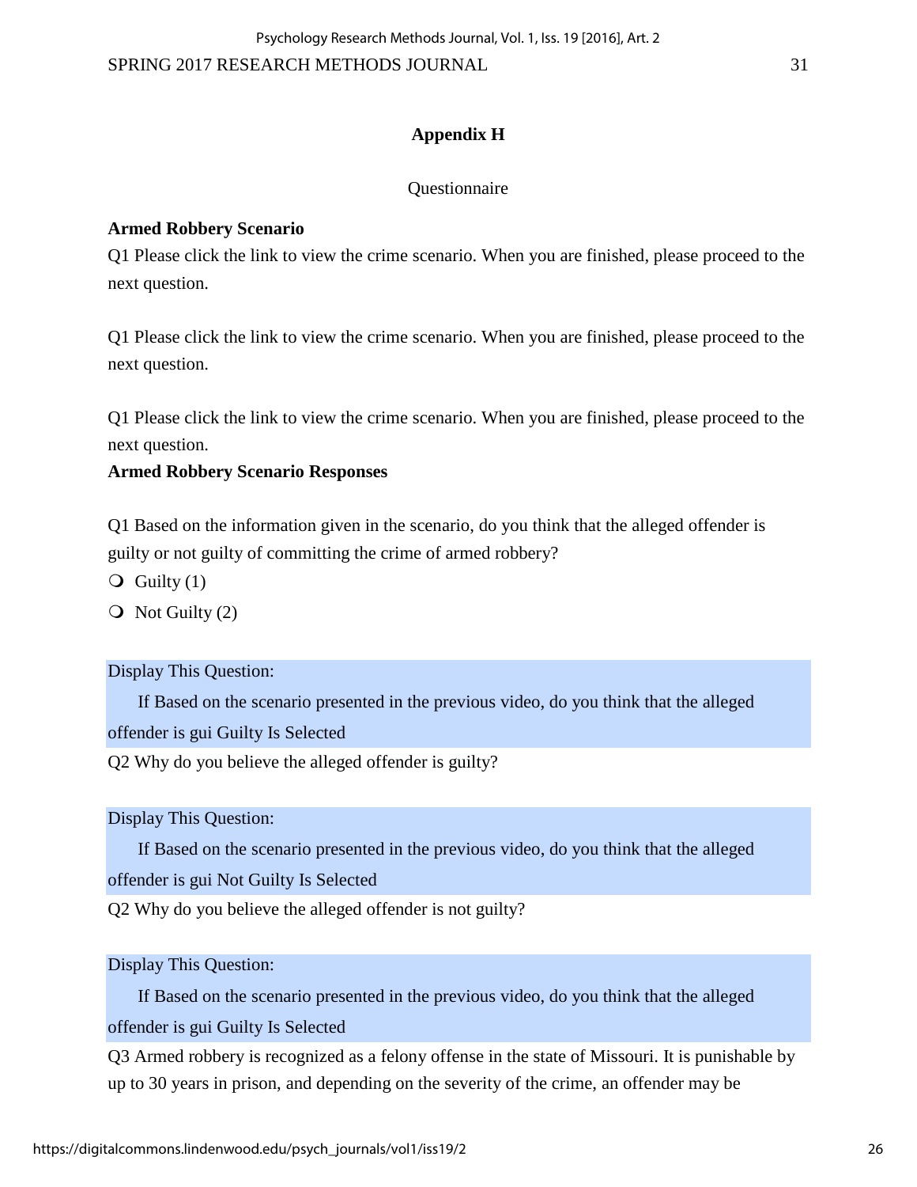## Appendix H

Questionnaire

**Armed Robbery Scenario**

Q1 Please click the link to view the crime scenario. When you are finished, please proceed to the next question.

Q1 Please click the link to view the crime scenario. When you are finished, please proceed to the next question.

Q1 Please click the link to view the crime scenario. When you are finished, please proceed to the next question.

**Armed Robbery Scenario Responses**

Q1 Based on the information given in the scenario, do you think that the alleged offender is guilty or not guilty of committing the crime of armed robbery?

- Guilty (1)
- Not Guilty (2)

Display This Question:

If Based on the scenario presented in the previous video, do you think that the alleged offender is gui Guilty Is Selected

Q2 Why do you believe the alleged offender is guilty?

Display This Question:

If Based on the scenario presented in the previous video, do you think that the alleged offender is gui Not Guilty Is Selected

Q2 Why do you believe the alleged offender is not guilty?

Display This Question:

If Based on the scenario presented in the previous video, do you think that the alleged offender is gui Guilty Is Selected

Q3 Armed robbery is recognized as a felony offense in the state of Missouri. It is punishable by up to 30 years in prison, and depending on the severity of the crime, an offender may be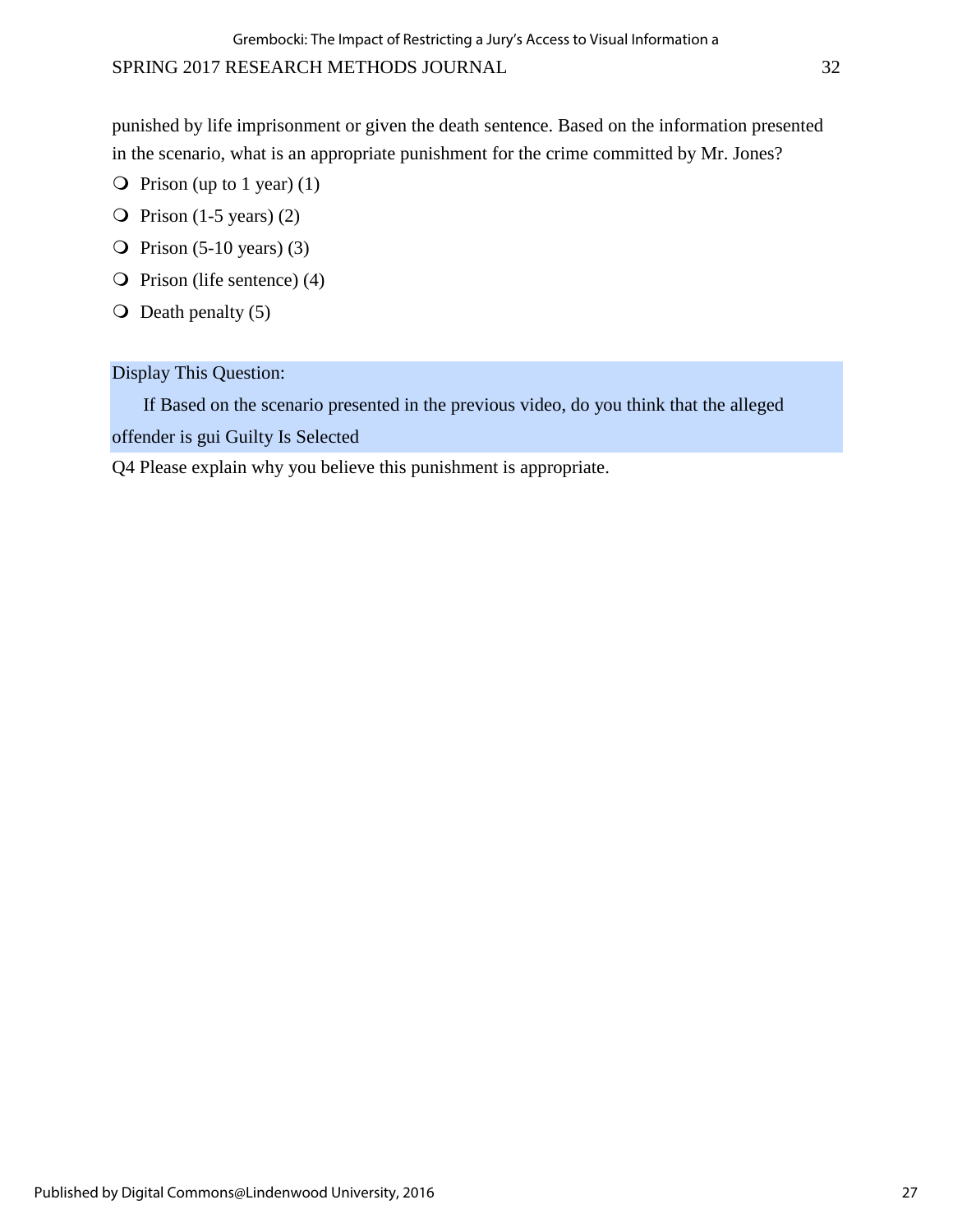punished by life imprisonment or given the death sentence. Based on the information presented in the scenario, what is an appropriate punishment for the crime committed by Mr. Jones?

- Prison (up to 1 year) (1)
- Prison (1-5 years) (2)
- Prison (5-10 years) (3)
- Prison (life sentence) (4)
- Death penalty (5)

Display This Question:

If Based on the scenario presented in the previous video, do you think that the alleged offender is gui Guilty Is Selected

Q4 Please explain why you believe this punishment is appropriate.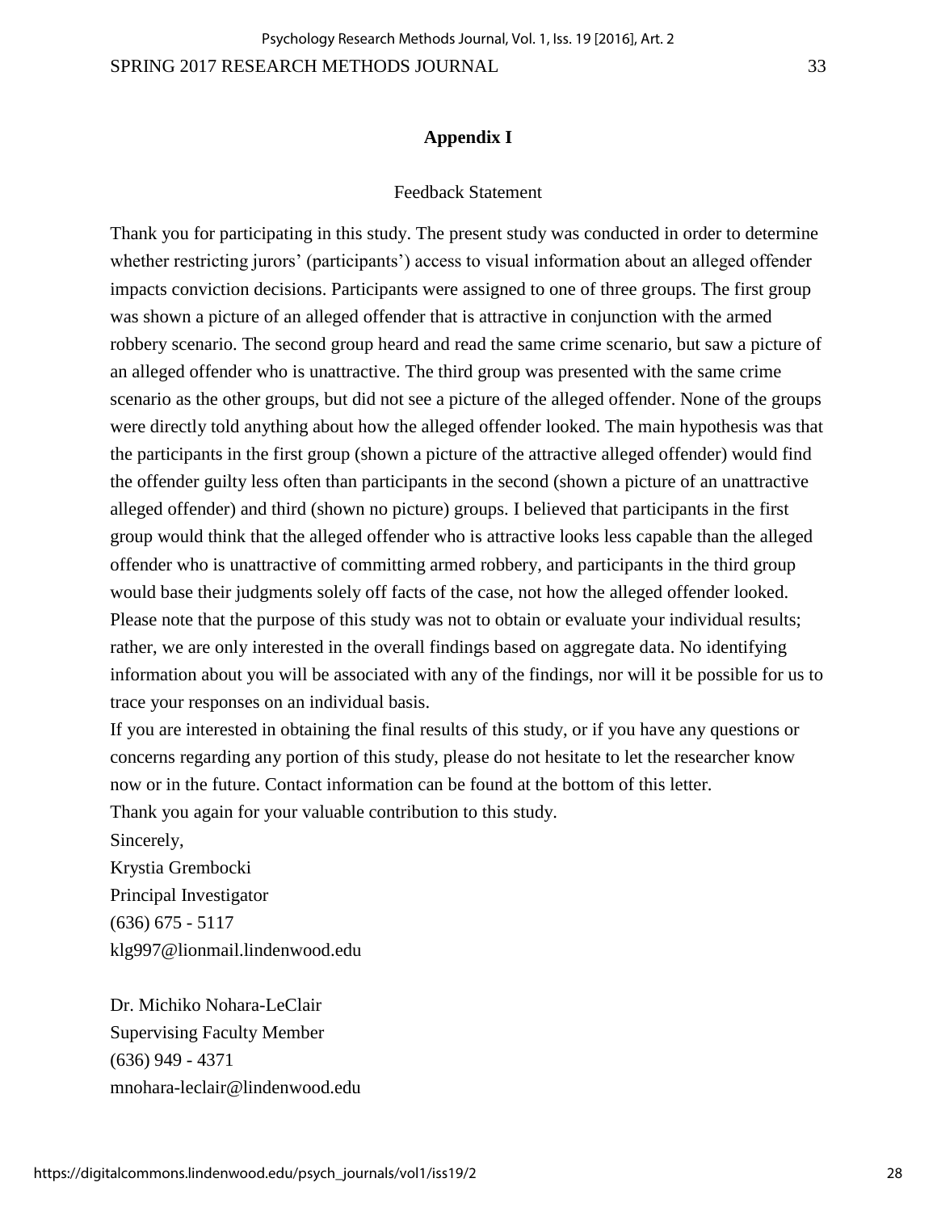## Appendix I

Feedback Statement

Thank you for participating in this study. The present study was conducted in order to determine whether restricting jurors' (participants') access to visual information about an alleged offender impacts conviction decisions. Participants were assigned to one of three groups. The first group was shown a picture of an alleged offender that is attractive in conjunction with the armed robbery scenario. The second group heard and read the same crime scenario, but saw a picture of an alleged offender who is unattractive. The third group was presented with the same crime scenario as the other groups, but did not see a picture of the alleged offender. None of the groups were directly told anything about how the alleged offender looked. The main hypothesis was that the participants in the first group (shown a picture of the attractive alleged offender) would find the offender guilty less often than participants in the second (shown a picture of an unattractive alleged offender) and third (shown no picture) groups. I believed that participants in the first group would think that the alleged offender who is attractive looks less capable than the alleged offender who is unattractive of committing armed robbery, and participants in the third group would base their judgments solely off facts of the case, not how the alleged offender looked. Please note that the purpose of this study was not to obtain or evaluate your individual results; rather, we are only interested in the overall findings based on aggregate data. No identifying information about you will be associated with any of the findings, nor will it be possible for us to trace your responses on an individual basis.

If you are interested in obtaining the final results of this study, or if you have any questions or concerns regarding any portion of this study, please do not hesitate to let the researcher know now or in the future. Contact information can be found at the bottom of this letter.

Thank you again for your valuable contribution to this study.

Sincerely,

Krystia Grembocki
Principal Investigator
(636) 675 - 5117
klg997@lionmail.lindenwood.edu

Dr. Michiko Nohara-LeClair
Supervising Faculty Member
(636) 949 - 4371
mnohara-leclair@lindenwood.edu